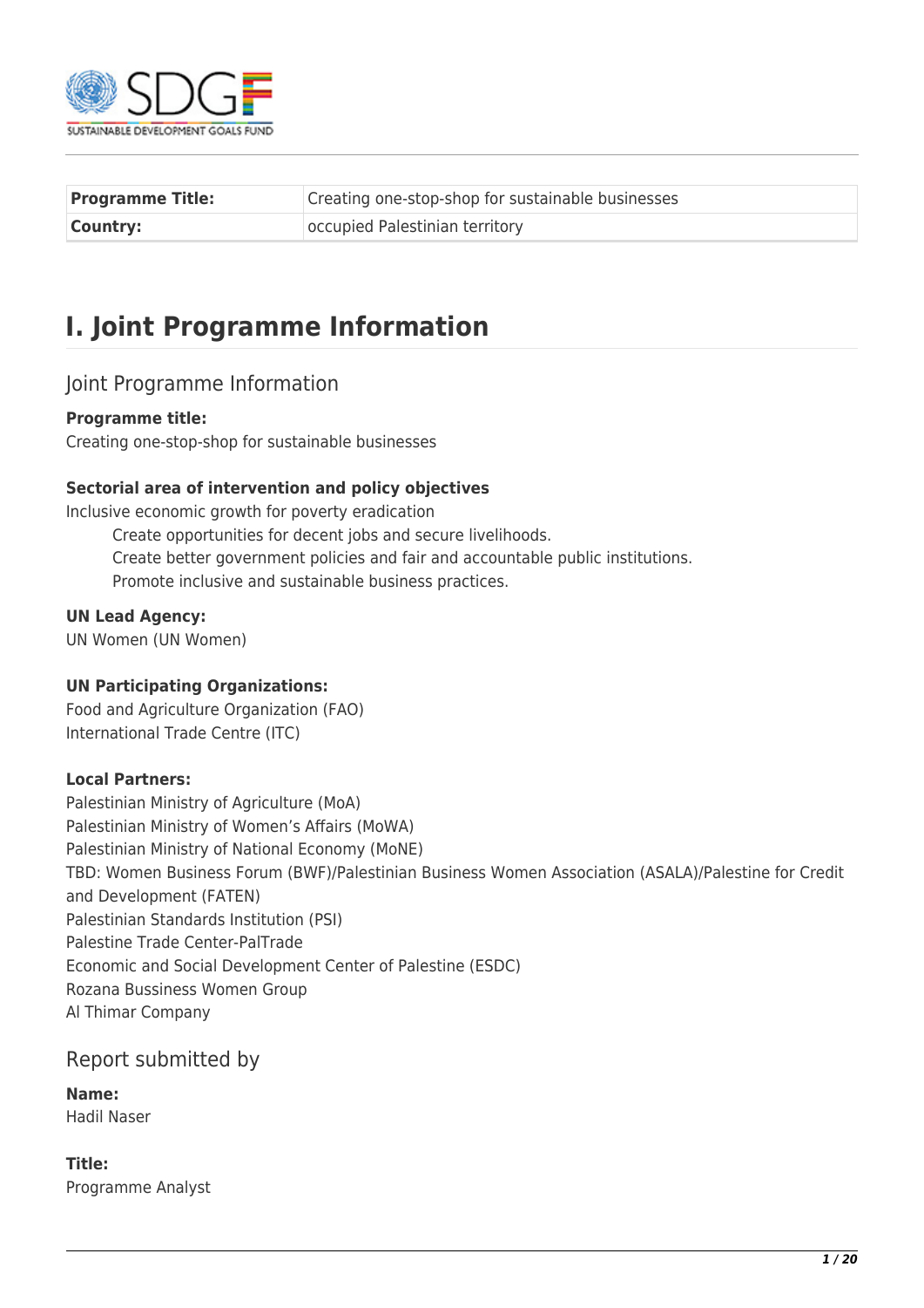| Programme Title: | Creating one-stop-shop for sustainable businesses |
|---|---|
| Country: | occupied Palestinian territory |

# I. Joint Programme Information

## Joint Programme Information

**Programme title:**
Creating one-stop-shop for sustainable businesses

**Sectorial area of intervention and policy objectives**
Inclusive economic growth for poverty eradication

- Create opportunities for decent jobs and secure livelihoods.
- Create better government policies and fair and accountable public institutions.
- Promote inclusive and sustainable business practices.

**UN Lead Agency:**
UN Women (UN Women)

**UN Participating Organizations:**
Food and Agriculture Organization (FAO)
International Trade Centre (ITC)

**Local Partners:**
Palestinian Ministry of Agriculture (MoA)
Palestinian Ministry of Women's Affairs (MoWA)
Palestinian Ministry of National Economy (MoNE)
TBD: Women Business Forum (BWF)/Palestinian Business Women Association (ASALA)/Palestine for Credit and Development (FATEN)
Palestinian Standards Institution (PSI)
Palestine Trade Center-PalTrade
Economic and Social Development Center of Palestine (ESDC)
Rozana Bussiness Women Group
Al Thimar Company

## Report submitted by

**Name:**
Hadil Naser

**Title:**
Programme Analyst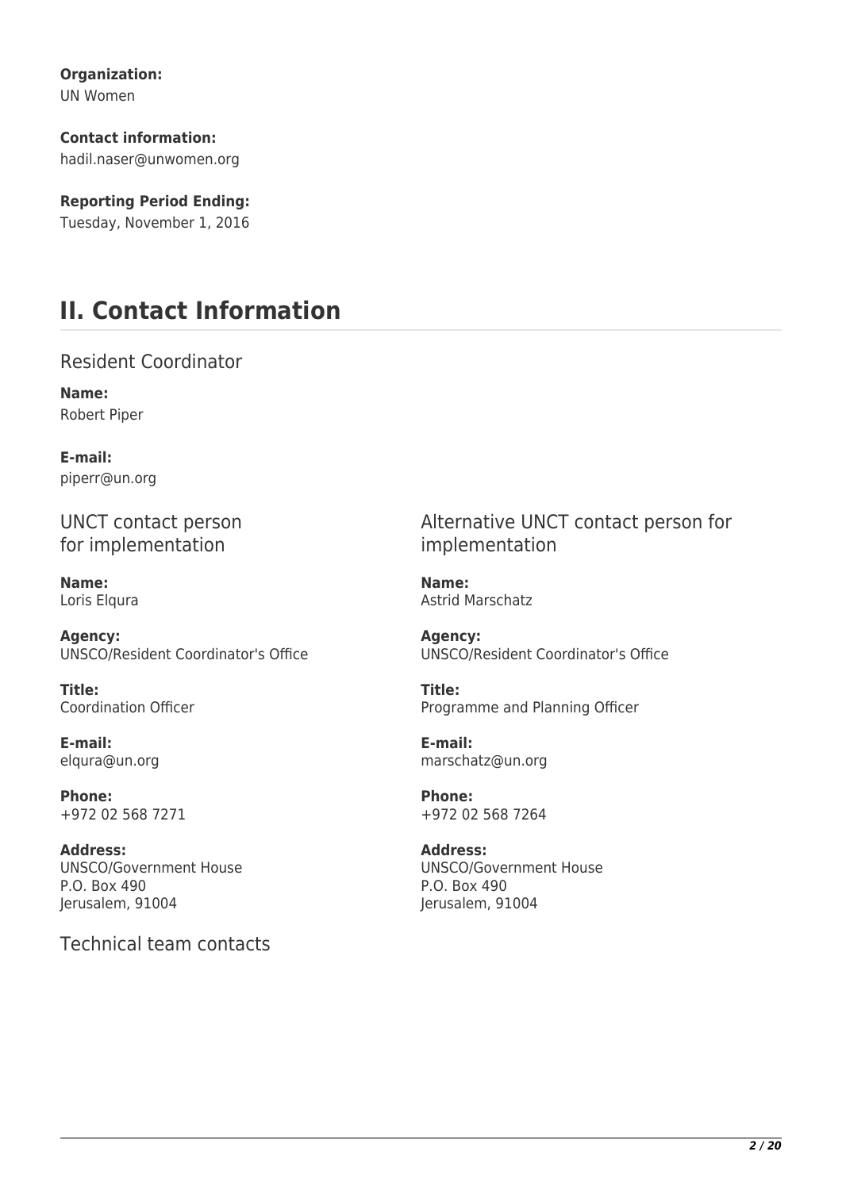**Organization:**
UN Women

**Contact information:**
hadil.naser@unwomen.org

**Reporting Period Ending:**
Tuesday, November 1, 2016

# II. Contact Information

## Resident Coordinator

**Name:**
Robert Piper

**E-mail:**
piperr@un.org

## UNCT contact person for implementation

**Name:**
Loris Elqura

**Agency:**
UNSCO/Resident Coordinator's Office

**Title:**
Coordination Officer

**E-mail:**
elqura@un.org

**Phone:**
+972 02 568 7271

**Address:**
UNSCO/Government House
P.O. Box 490
Jerusalem, 91004

## Alternative UNCT contact person for implementation

**Name:**
Astrid Marschatz

**Agency:**
UNSCO/Resident Coordinator's Office

**Title:**
Programme and Planning Officer

**E-mail:**
marschatz@un.org

**Phone:**
+972 02 568 7264

**Address:**
UNSCO/Government House
P.O. Box 490
Jerusalem, 91004

## Technical team contacts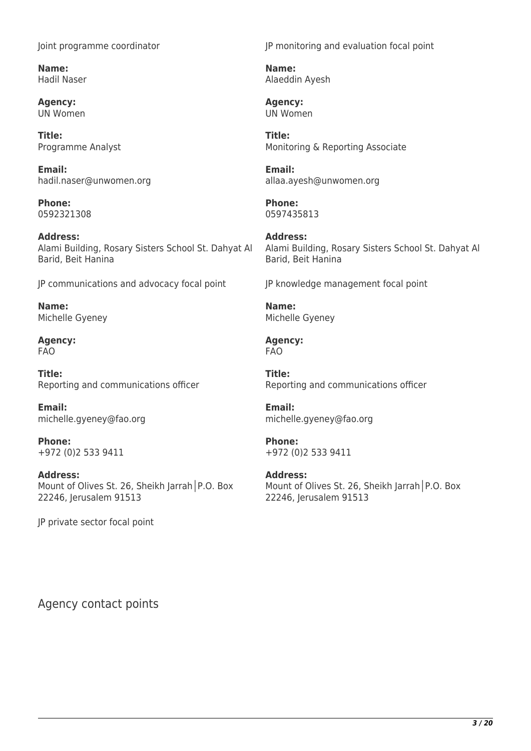Joint programme coordinator

**Name:**
Hadil Naser

**Agency:**
UN Women

**Title:**
Programme Analyst

**Email:**
hadil.naser@unwomen.org

**Phone:**
0592321308

**Address:**
Alami Building, Rosary Sisters School St. Dahyat Al Barid, Beit Hanina

JP monitoring and evaluation focal point

**Name:**
Alaeddin Ayesh

**Agency:**
UN Women

**Title:**
Monitoring & Reporting Associate

**Email:**
allaa.ayesh@unwomen.org

**Phone:**
0597435813

**Address:**
Alami Building, Rosary Sisters School St. Dahyat Al Barid, Beit Hanina

JP communications and advocacy focal point

**Name:**
Michelle Gyeney

**Agency:**
FAO

**Title:**
Reporting and communications officer

**Email:**
michelle.gyeney@fao.org

**Phone:**
+972 (0)2 533 9411

**Address:**
Mount of Olives St. 26, Sheikh Jarrah│P.O. Box 22246, Jerusalem 91513

JP knowledge management focal point

**Name:**
Michelle Gyeney

**Agency:**
FAO

**Title:**
Reporting and communications officer

**Email:**
michelle.gyeney@fao.org

**Phone:**
+972 (0)2 533 9411

**Address:**
Mount of Olives St. 26, Sheikh Jarrah│P.O. Box 22246, Jerusalem 91513

JP private sector focal point

## Agency contact points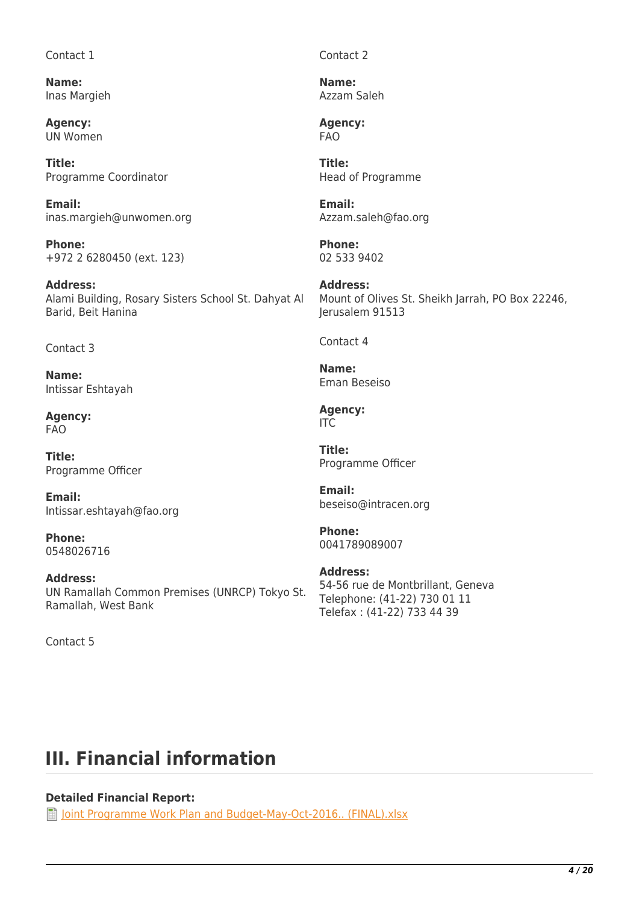Contact 1

**Name:**
Inas Margieh

**Agency:**
UN Women

**Title:**
Programme Coordinator

**Email:**
inas.margieh@unwomen.org

**Phone:**
+972 2 6280450 (ext. 123)

**Address:**
Alami Building, Rosary Sisters School St. Dahyat Al Barid, Beit Hanina

Contact 2

**Name:**
Azzam Saleh

**Agency:**
FAO

**Title:**
Head of Programme

**Email:**
Azzam.saleh@fao.org

**Phone:**
02 533 9402

**Address:**
Mount of Olives St. Sheikh Jarrah, PO Box 22246, Jerusalem 91513

Contact 3

**Name:**
Intissar Eshtayah

**Agency:**
FAO

**Title:**
Programme Officer

**Email:**
Intissar.eshtayah@fao.org

**Phone:**
0548026716

**Address:**
UN Ramallah Common Premises (UNRCP) Tokyo St. Ramallah, West Bank

Contact 4

**Name:**
Eman Beseiso

**Agency:**
ITC

**Title:**
Programme Officer

**Email:**
beseiso@intracen.org

**Phone:**
0041789089007

**Address:**
54-56 rue de Montbrillant, Geneva
Telephone: (41-22) 730 01 11
Telefax : (41-22) 733 44 39

Contact 5

# III. Financial information

**Detailed Financial Report:**
Joint Programme Work Plan and Budget-May-Oct-2016.. (FINAL).xlsx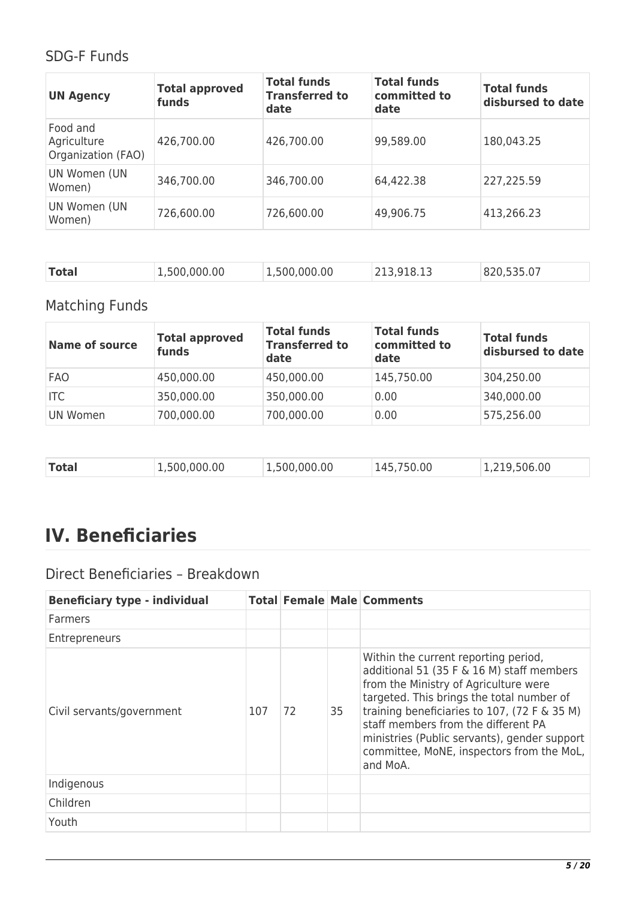## SDG-F Funds

| UN Agency | Total approved funds | Total funds Transferred to date | Total funds committed to date | Total funds disbursed to date |
|---|---|---|---|---|
| Food and Agriculture Organization (FAO) | 426,700.00 | 426,700.00 | 99,589.00 | 180,043.25 |
| UN Women (UN Women) | 346,700.00 | 346,700.00 | 64,422.38 | 227,225.59 |
| UN Women (UN Women) | 726,600.00 | 726,600.00 | 49,906.75 | 413,266.23 |
| **Total** | 1,500,000.00 | 1,500,000.00 | 213,918.13 | 820,535.07 |

## Matching Funds

| Name of source | Total approved funds | Total funds Transferred to date | Total funds committed to date | Total funds disbursed to date |
|---|---|---|---|---|
| FAO | 450,000.00 | 450,000.00 | 145,750.00 | 304,250.00 |
| ITC | 350,000.00 | 350,000.00 | 0.00 | 340,000.00 |
| UN Women | 700,000.00 | 700,000.00 | 0.00 | 575,256.00 |
| **Total** | 1,500,000.00 | 1,500,000.00 | 145,750.00 | 1,219,506.00 |

# IV. Beneficiaries

## Direct Beneficiaries – Breakdown

| Beneficiary type - individual | Total | Female | Male | Comments |
|---|---|---|---|---|
| Farmers | | | | |
| Entrepreneurs | | | | |
| Civil servants/government | 107 | 72 | 35 | Within the current reporting period, additional 51 (35 F & 16 M) staff members from the Ministry of Agriculture were targeted. This brings the total number of training beneficiaries to 107, (72 F & 35 M) staff members from the different PA ministries (Public servants), gender support committee, MoNE, inspectors from the MoL, and MoA. |
| Indigenous | | | | |
| Children | | | | |
| Youth | | | | |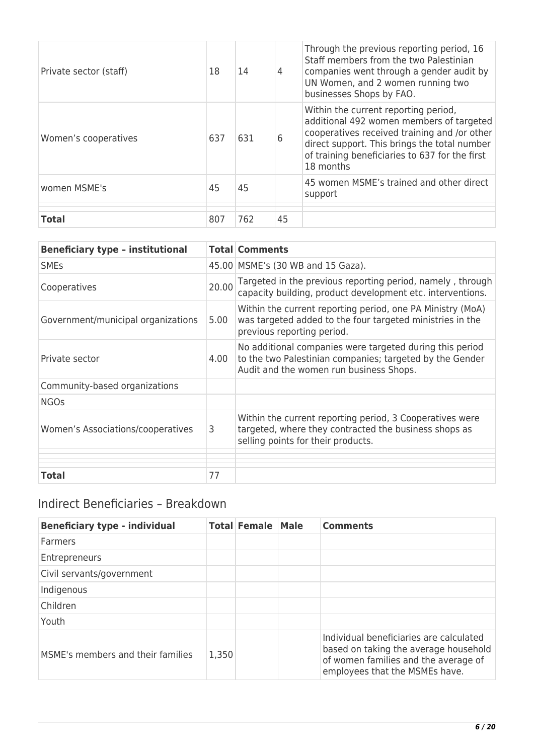| | | | | |
|---|---|---|---|---|
| Private sector (staff) | 18 | 14 | 4 | Through the previous reporting period, 16 Staff members from the two Palestinian companies went through a gender audit by UN Women, and 2 women running two businesses Shops by FAO. |
| Women's cooperatives | 637 | 631 | 6 | Within the current reporting period, additional 492 women members of targeted cooperatives received training and /or other direct support. This brings the total number of training beneficiaries to 637 for the first 18 months |
| women MSME's | 45 | 45 | | 45 women MSME's trained and other direct support |
| | | | | |
| **Total** | 807 | 762 | 45 | |

| Beneficiary type – institutional | Total | Comments |
|---|---|---|
| SMEs | 45.00 | MSME's (30 WB and 15 Gaza). |
| Cooperatives | 20.00 | Targeted in the previous reporting period, namely , through capacity building, product development etc. interventions. |
| Government/municipal organizations | 5.00 | Within the current reporting period, one PA Ministry (MoA) was targeted added to the four targeted ministries in the previous reporting period. |
| Private sector | 4.00 | No additional companies were targeted during this period to the two Palestinian companies; targeted by the Gender Audit and the women run business Shops. |
| Community-based organizations | | |
| NGOs | | |
| Women's Associations/cooperatives | 3 | Within the current reporting period, 3 Cooperatives were targeted, where they contracted the business shops as selling points for their products. |
| | | |
| | | |
| **Total** | 77 | |

## Indirect Beneficiaries – Breakdown

| Beneficiary type - individual | Total | Female | Male | Comments |
|---|---|---|---|---|
| Farmers | | | | |
| Entrepreneurs | | | | |
| Civil servants/government | | | | |
| Indigenous | | | | |
| Children | | | | |
| Youth | | | | |
| MSME's members and their families | 1,350 | | | Individual beneficiaries are calculated based on taking the average household of women families and the average of employees that the MSMEs have. |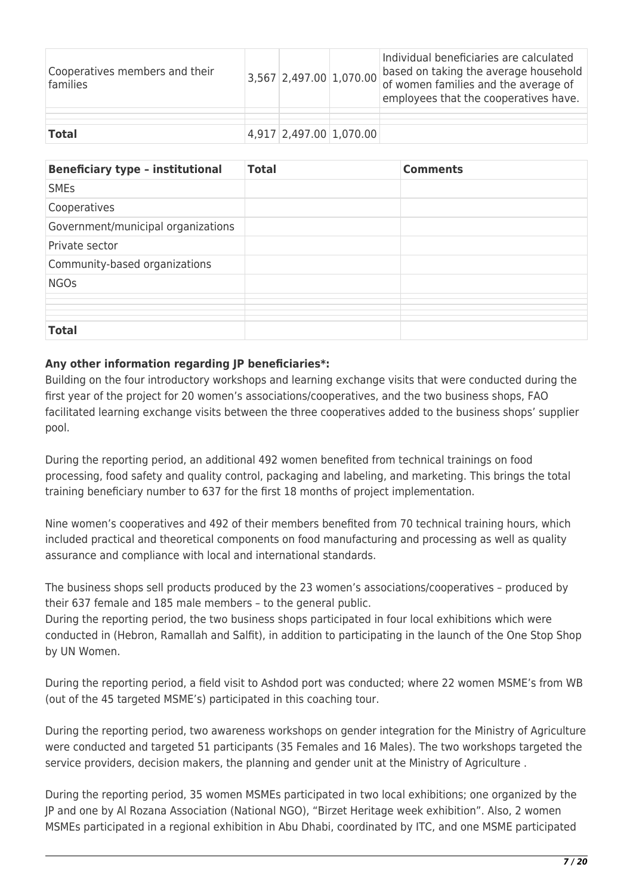| | | | | |
|---|---|---|---|---|
| Cooperatives members and their families | 3,567 | 2,497.00 | 1,070.00 | Individual beneficiaries are calculated based on taking the average household of women families and the average of employees that the cooperatives have. |
| | | | | |
| | | | | |
| **Total** | 4,917 | 2,497.00 | 1,070.00 | |

| **Beneficiary type – institutional** | **Total** | **Comments** |
|---|---|---|
| SMEs | | |
| Cooperatives | | |
| Government/municipal organizations | | |
| Private sector | | |
| Community-based organizations | | |
| NGOs | | |
| | | |
| | | |
| | | |
| **Total** | | |

**Any other information regarding JP beneficiaries*:**

Building on the four introductory workshops and learning exchange visits that were conducted during the first year of the project for 20 women's associations/cooperatives, and the two business shops, FAO facilitated learning exchange visits between the three cooperatives added to the business shops' supplier pool.

During the reporting period, an additional 492 women benefited from technical trainings on food processing, food safety and quality control, packaging and labeling, and marketing. This brings the total training beneficiary number to 637 for the first 18 months of project implementation.

Nine women's cooperatives and 492 of their members benefited from 70 technical training hours, which included practical and theoretical components on food manufacturing and processing as well as quality assurance and compliance with local and international standards.

The business shops sell products produced by the 23 women's associations/cooperatives – produced by their 637 female and 185 male members – to the general public.
During the reporting period, the two business shops participated in four local exhibitions which were conducted in (Hebron, Ramallah and Salfit), in addition to participating in the launch of the One Stop Shop by UN Women.

During the reporting period, a field visit to Ashdod port was conducted; where 22 women MSME's from WB (out of the 45 targeted MSME's) participated in this coaching tour.

During the reporting period, two awareness workshops on gender integration for the Ministry of Agriculture were conducted and targeted 51 participants (35 Females and 16 Males). The two workshops targeted the service providers, decision makers, the planning and gender unit at the Ministry of Agriculture .

During the reporting period, 35 women MSMEs participated in two local exhibitions; one organized by the JP and one by Al Rozana Association (National NGO), "Birzet Heritage week exhibition". Also, 2 women MSMEs participated in a regional exhibition in Abu Dhabi, coordinated by ITC, and one MSME participated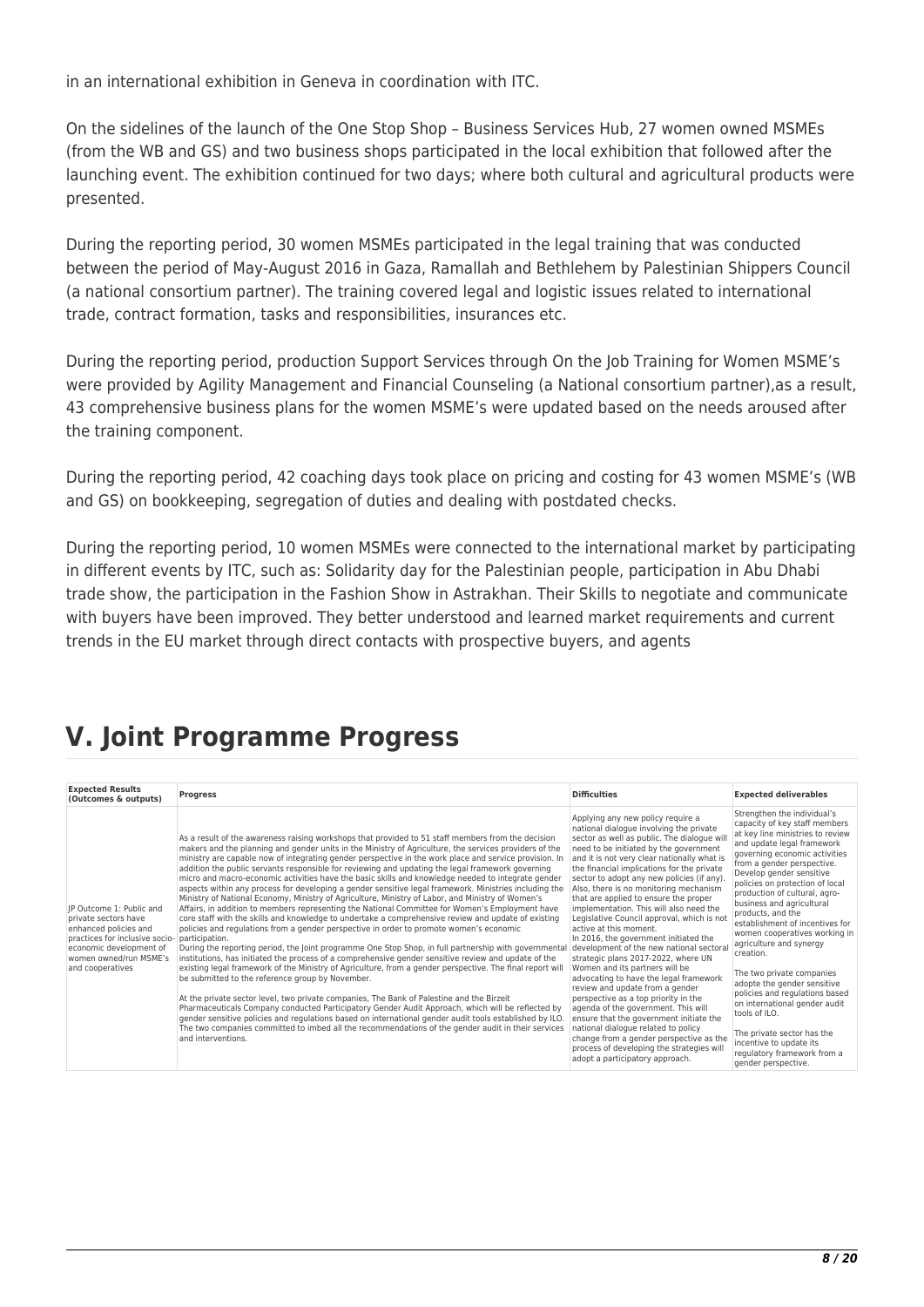in an international exhibition in Geneva in coordination with ITC.

On the sidelines of the launch of the One Stop Shop – Business Services Hub, 27 women owned MSMEs (from the WB and GS) and two business shops participated in the local exhibition that followed after the launching event. The exhibition continued for two days; where both cultural and agricultural products were presented.

During the reporting period, 30 women MSMEs participated in the legal training that was conducted between the period of May-August 2016 in Gaza, Ramallah and Bethlehem by Palestinian Shippers Council (a national consortium partner). The training covered legal and logistic issues related to international trade, contract formation, tasks and responsibilities, insurances etc.

During the reporting period, production Support Services through On the Job Training for Women MSME's were provided by Agility Management and Financial Counseling (a National consortium partner),as a result, 43 comprehensive business plans for the women MSME's were updated based on the needs aroused after the training component.

During the reporting period, 42 coaching days took place on pricing and costing for 43 women MSME's (WB and GS) on bookkeeping, segregation of duties and dealing with postdated checks.

During the reporting period, 10 women MSMEs were connected to the international market by participating in different events by ITC, such as: Solidarity day for the Palestinian people, participation in Abu Dhabi trade show, the participation in the Fashion Show in Astrakhan. Their Skills to negotiate and communicate with buyers have been improved. They better understood and learned market requirements and current trends in the EU market through direct contacts with prospective buyers, and agents

# V. Joint Programme Progress

| Expected Results (Outcomes & outputs) | Progress | Difficulties | Expected deliverables |
|---|---|---|---|
| JP Outcome 1: Public and private sectors have enhanced policies and practices for inclusive socio-economic development of women owned/run MSME's and cooperatives | As a result of the awareness raising workshops that provided to 51 staff members from the decision makers and the planning and gender units in the Ministry of Agriculture, the services providers of the ministry are capable now of integrating gender perspective in the work place and service provision. In addition the public servants responsible for reviewing and updating the legal framework governing micro and macro-economic activities have the basic skills and knowledge needed to integrate gender aspects within any process for developing a gender sensitive legal framework. Ministries including the Ministry of National Economy, Ministry of Agriculture, Ministry of Labor, and Ministry of Women's Affairs, in addition to members representing the National Committee for Women's Employment have core staff with the skills and knowledge to undertake a comprehensive review and update of existing policies and regulations from a gender perspective in order to promote women's economic participation.<br>During the reporting period, the Joint programme One Stop Shop, in full partnership with governmental institutions, has initiated the process of a comprehensive gender sensitive review and update of the existing legal framework of the Ministry of Agriculture, from a gender perspective. The final report will be submitted to the reference group by November.<br><br>At the private sector level, two private companies, The Bank of Palestine and the Birzeit Pharmaceuticals Company conducted Participatory Gender Audit Approach, which will be reflected by gender sensitive policies and regulations based on international gender audit tools established by ILO. The two companies committed to imbed all the recommendations of the gender audit in their services and interventions. | Applying any new policy require a national dialogue involving the private sector as well as public. The dialogue will need to be initiated by the government and it is not very clear nationally what is the financial implications for the private sector to adopt any new policies (if any). Also, there is no monitoring mechanism that are applied to ensure the proper implementation. This will also need the Legislative Council approval, which is not active at this moment.<br>In 2016, the government initiated the development of the new national sectoral strategic plans 2017-2022, where UN Women and its partners will be advocating to have the legal framework review and update from a gender perspective as a top priority in the agenda of the government. This will ensure that the government initiate the national dialogue related to policy change from a gender perspective as the process of developing the strategies will adopt a participatory approach. | Strengthen the individual's capacity of key staff members at key line ministries to review and update legal framework governing economic activities from a gender perspective.<br>Develop gender sensitive policies on protection of local production of cultural, agro-business and agricultural products, and the establishment of incentives for women cooperatives working in agriculture and synergy creation.<br><br>The two private companies adopte the gender sensitive policies and regulations based on international gender audit tools of ILO.<br><br>The private sector has the incentive to update its regulatory framework from a gender perspective. |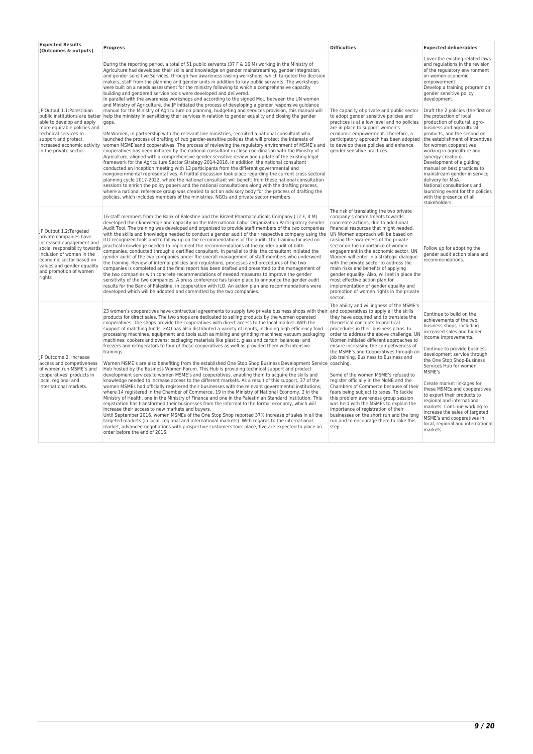| Expected Results (Outcomes & outputs) | Progress | Difficulties | Expected deliverables |
|---|---|---|---|
| JP Output 1.1:Palestinian public institutions are better able to develop and apply more equitable policies and technical services to support and protect increased economic activity in the private sector. | During the reporting period, a total of 51 public servants (37 F & 16 M) working in the Ministry of Agriculture had developed their skills and knowledge on gender mainstreaming, gender integration, and gender sensitive Services; through two awareness raising workshops, which targeted the decision makers, staff from the planning and gender units in addition to key public servants. The workshops were built on a needs assessment for the ministry following to which a comprehensive capacity building and gendered service tools were developed and delivered.<br>In parallel with the awareness workshops and according to the signed MoU between the UN women and Ministry of Agriculture, the JP initiated the process of developing a gender responsive guidance manual for the Ministry of Agriculture on planning, budgeting and services provision, this manual will help the ministry in sensitizing their services in relation to gender equality and closing the gender gaps.<br><br>UN Women, in partnership with the relevant line ministries, recruited a national consultant who launched the process of drafting of two gender-sensitive policies that will protect the interests of women MSME'sand cooperatives. The process of reviewing the regulatory environment of MSME's and cooperatives has been initiated by the national consultant in close coordination with the Ministry of Agriculture, aligned with a comprehensive gender sensitive review and update of the existing legal framework for the Agriculture Sector Strategy 2014-2016. In addition, the national consultant conducted an inception meeting with 13 participants from the different governmental and nongovernmental representatives. A fruitful discussion took place regarding the current cross sectoral planning cycle 2017-2022, where the national consultant will benefit from these national consultation sessions to enrich the policy papers and the national consultations along with the drafting process, where a national reference group was created to act an advisory body for the process of drafting the policies, which includes members of the ministries, NGOs and private sector members. | The capacity of private and public sector to adopt gender sensitive policies and practices is at a low level and no policies are in place to support women's economic empowerment. Therefore, a participatory approach has been adopted to develop these policies and enhance gender sensitive practices. | Cover the existing related laws and regulations in the revision of the regulatory environment on women economic empowerment.<br>Develop a training program on gender sensitive policy development.<br><br>Draft the 2 policies (the first on the protection of local production of cultural, agro-business and agricultural products, and the second on the establishment of incentives for women cooperatives working in agriculture and synergy creation).<br>Development of a guiding manual on best practices to mainstream gender in service delivery for MoA.<br>National consultations and launching event for the policies with the presence of all stakeholders. |
| JP Output 1.2:Targeted private companies have increased engagement and social responsibility towards inclusion of women in the economic sector based on values and gender equality and promotion of women rights | 16 staff members from the Bank of Palestine and the Birzeit Pharmaceuticals Company (12 F, 4 M) developed their knowledge and capacity on the International Labor Organization Participatory Gender Audit Tool. The training was developed and organized to provide staff members of the two companies with the skills and knowledge needed to conduct a gender audit of their respective company using the ILO recognized tools and to follow up on the recommendations of the audit. The training focused on practical knowledge needed to implement the recommendations of the gender audit of both companies, conducted through a certified consultant. In parallel to this, the consultant initiated the gender audit of the two companies under the overall management of staff members who underwent the training. Review of internal policies and regulations, processes and procedures of the two companies is completed and the final report has been drafted and presented to the management of the two companies with concrete recommendations of needed measures to improve the gender sensitivity of the two companies. A press conference has taken place to announce the gender audit results for the Bank of Palestine, in cooperation with ILO. An action plan and recommendations were developed which will be adopted and committed by the two companies. | The risk of translating the two private company's commitments towards concreate actions, due to additional financial resources that might needed. UN Women approach will be based on raising the awareness of the private sector on the importance of women engagement in the economic sector. UN Women will enter in a strategic dialogue with the private sector to address the main risks and benefits of applying gender equality. Also, will set in place the most effective action plan for implementation of gender equality and promotion of women rights in the private sector. | Follow up for adopting the gender audit action plans and recommendations. |
| JP Outcome 2: Increase access and competiveness of women run MSME's and cooperatives' products in local, regional and international markets. | 23 women's cooperatives have contractual agreements to supply two private business shops with their products for direct sales. The two shops are dedicated to selling products by the women operated cooperatives. The shops provide the cooperatives with direct access to the local market. With the support of matching funds, FAO has also distributed a variety of inputs, including high efficiency food processing machines, equipment and tools such as mixing and grinding machines; vacuum packaging machines; cookers and ovens; packaging materials like plastic, glass and carton; balances; and freezers and refrigerators to four of these cooperatives as well as provided them with intensive trainings.<br><br>Women MSME's are also benefiting from the established One Stop Shop Business Development Service Hub hosted by the Business Women Forum. This Hub is providing technical support and product development services to women MSME's and cooperatives, enabling them to acquire the skills and knowledge needed to increase access to the different markets. As a result of this support, 37 of the women MSMEs had officially registered their businesses with the relevant governmental institutions; where 14 registered in the Chamber of Commerce, 19 in the Ministry of National Economy, 2 in the Ministry of Health, one in the Ministry of Finance and one in the Palestinian Standard Institution. This registration has transformed their businesses from the informal to the formal economy, which will increase their access to new markets and buyers.<br>Until September 2016, women MSMEs of the One Stop Shop reported 37% increase of sales in all the targeted markets (in local, regional and international markets). With regards to the international market, advanced negotiations with prospective customers took place; five are expected to place an order before the end of 2016. | The ability and willingness of the MSME's and cooperatives to apply all the skills they have acquired and to translate the theoretical concepts to practical procedures in their business plans. In order to address the above challenge, UN Women initiated different approaches to ensure increasing the competiveness of the MSME's and Cooperatives through on job training, Business to Business and coaching.<br><br>Some of the women MSME's refused to register officially in the MoNE and the Chambers of Commerce because of their fears being subject to taxes. To tackle this problem awareness group session was held with the MSMEs to explain the importance of registration of their businesses on the short run and the long run and to encourage them to take this step | Continue to build on the achievements of the two business shops, including increased sales and higher income improvements.<br><br>Continue to provide business development service through the One Stop Shop-Business Services Hub for women MSME's<br><br>Create market linkages for these MSMEs and cooperatives to export their products to regional and international markets. Continue working to increase the sales of targeted MSME's and cooperatives in local, regional and international markets. |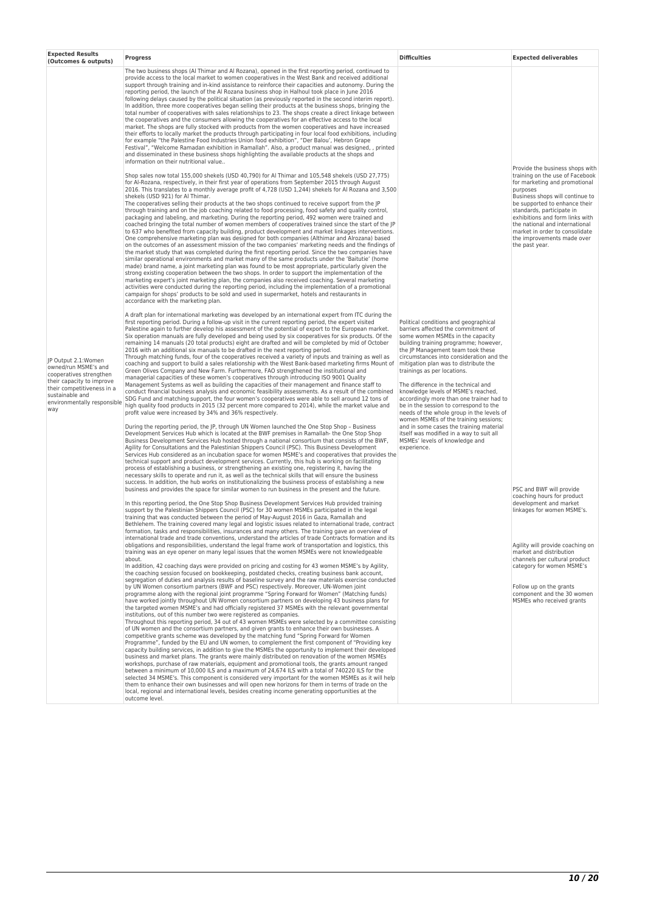| Expected Results (Outcomes & outputs) | Progress | Difficulties | Expected deliverables |
|---|---|---|---|
| JP Output 2.1:Women owned/run MSME's and cooperatives strengthen their capacity to improve their competitiveness in a sustainable and environmentally responsible way | The two business shops (Al Thimar and Al Rozana), opened in the first reporting period, continued to provide access to the local market to women cooperatives in the West Bank and received additional support through training and in-kind assistance to reinforce their capacities and autonomy. During the reporting period, the launch of the Al Rozana business shop in Halhoul took place in June 2016 following delays caused by the political situation (as previously reported in the second interim report). In addition, three more cooperatives began selling their products at the business shops, bringing the total number of cooperatives with sales relationships to 23. The shops create a direct linkage between the cooperatives and the consumers allowing the cooperatives for an effective access to the local market. The shops are fully stocked with products from the women cooperatives and have increased their efforts to locally market the products through participating in four local food exhibitions, including for example "the Palestine Food Industries Union food exhibition", "Der Balou', Hebron Grape Festival", "Welcome Ramadan exhibition in Ramallah". Also, a product manual was designed, , printed and disseminated in these business shops highlighting the available products at the shops and information on their nutritional value..<br><br>Shop sales now total 155,000 shekels (USD 40,790) for Al Thimar and 105,548 shekels (USD 27,775) for Al-Rozana, respectively, in their first year of operations from September 2015 through August 2016. This translates to a monthly average profit of 4,728 (USD 1,244) shekels for Al Rozana and 3,500 shekels (USD 921) for Al Thimar.<br>The cooperatives selling their products at the two shops continued to receive support from the JP through training and on the job coaching related to food processing, food safety and quality control, packaging and labeling, and marketing. During the reporting period, 492 women were trained and coached bringing the total number of women members of cooperatives trained since the start of the JP to 637 who benefited from capacity building, product development and market linkages interventions. One comprehensive marketing plan was designed for both companies (Althimar and Alrozana) based on the outcomes of an assessment mission of the two companies' marketing needs and the findings of the market study that was completed during the first reporting period. Since the two companies have similar operational environments and market many of the same products under the 'Baitutie' (home made) brand name, a joint marketing plan was found to be most appropriate, particularly given the strong existing cooperation between the two shops. In order to support the implementation of the marketing expert's joint marketing plan, the companies also received coaching. Several marketing activities were conducted during the reporting period, including the implementation of a promotional campaign for shops' products to be sold and used in supermarket, hotels and restaurants in accordance with the marketing plan.<br><br>A draft plan for international marketing was developed by an international expert from ITC during the first reporting period. During a follow-up visit in the current reporting period, the expert visited Palestine again to further develop his assessment of the potential of export to the European market. Six operation manuals are fully developed and being used by six cooperatives for six products. Of the remaining 14 manuals (20 total products) eight are drafted and will be completed by mid of October 2016 with an additional six manuals to be drafted in the next reporting period.<br>Through matching funds, four of the cooperatives received a variety of inputs and training as well as coaching and support to build a sales relationship with the West Bank-based marketing firms Mount of Green Olives Company and New Farm. Furthermore, FAO strengthened the institutional and managerial capacities of these women's cooperatives through introducing ISO 9001 Quality Management Systems as well as building the capacities of their management and finance staff to conduct financial business analysis and economic feasibility assessments. As a result of the combined SDG Fund and matching support, the four women's cooperatives were able to sell around 12 tons of high quality food products in 2015 (32 percent more compared to 2014), while the market value and profit value were increased by 34% and 36% respectively.<br><br>During the reporting period, the JP, through UN Women launched the One Stop Shop – Business Development Services Hub which is located at the BWF premises in Ramallah- the One Stop Shop Business Development Services Hub hosted through a national consortium that consists of the BWF, Agility for Consultations and the Palestinian Shippers Council (PSC). This Business Development Services Hub considered as an incubation space for women MSME's and cooperatives that provides the technical support and product development services. Currently, this hub is working on facilitating process of establishing a business, or strengthening an existing one, registering it, having the necessary skills to operate and run it, as well as the technical skills that will ensure the business success. In addition, the hub works on institutionalizing the business process of establishing a new business and provides the space for similar women to run business in the present and the future.<br><br>In this reporting period, the One Stop Shop Business Development Services Hub provided training support by the Palestinian Shippers Council (PSC) for 30 women MSMEs participated in the legal training that was conducted between the period of May-August 2016 in Gaza, Ramallah and Bethlehem. The training covered many legal and logistic issues related to international trade, contract formation, tasks and responsibilities, insurances and many others. The training gave an overview of international trade and trade conventions, understand the articles of trade Contracts formation and its obligations and responsibilities, understand the legal frame work of transportation and logistics, this training was an eye opener on many legal issues that the women MSMEs were not knowledgeable about.<br>In addition, 42 coaching days were provided on pricing and costing for 43 women MSME's by Agility, the coaching session focused on bookkeeping, postdated checks, creating business bank account, segregation of duties and analysis results of baseline survey and the raw materials exercise conducted by UN Women consortium partners (BWF and PSC) respectively. Moreover, UN-Women joint programme along with the regional joint programme "Spring Forward for Women" (Matching funds) have worked jointly throughout UN Women consortium partners on developing 43 business plans for the targeted women MSME's and had officially registered 37 MSMEs with the relevant governmental institutions, out of this number two were registered as companies.<br>Throughout this reporting period, 34 out of 43 women MSMEs were selected by a committee consisting of UN women and the consortium partners, and given grants to enhance their own businesses. A competitive grants scheme was developed by the matching fund "Spring Forward for Women Programme", funded by the EU and UN women, to complement the first component of "Providing key capacity building services, in addition to give the MSMEs the opportunity to implement their developed business and market plans. The grants were mainly distributed on renovation of the women MSMEs workshops, purchase of raw materials, equipment and promotional tools, the grants amount ranged between a minimum of 10,000 ILS and a maximum of 24,674 ILS with a total of 740220 ILS for the selected 34 MSME's. This component is considered very important for the women MSMEs as it will help them to enhance their own businesses and will open new horizons for them in terms of trade on the local, regional and international levels, besides creating income generating opportunities at the outcome level. | Political conditions and geographical barriers affected the commitment of some women MSMEs in the capacity building training programme; however, the JP Management team took these circumstances into consideration and the mitigation plan was to distribute the trainings as per locations.<br><br>The difference in the technical and knowledge levels of women MSME's reached, accordingly more than one trainer had to be in the session to correspond to the needs of the whole group in the levels of women MSMEs of the training sessions; and in some cases the training material itself was modified in a way to suit all MSMEs' levels of knowledge and experience. | Provide the business shops with training on the use of Facebook for marketing and promotional purposes<br>Business shops will continue to be supported to enhance their standards, participate in exhibitions and form links with the national and international market in order to consolidate the improvements made over the past year.<br><br>PSC and BWF will provide coaching hours for product development and market linkages for women MSME's.<br><br>Agility will provide coaching on market and distribution channels per cultural product category for women MSME's<br><br>Follow up on the grants component and the 30 women MSMEs who received grants |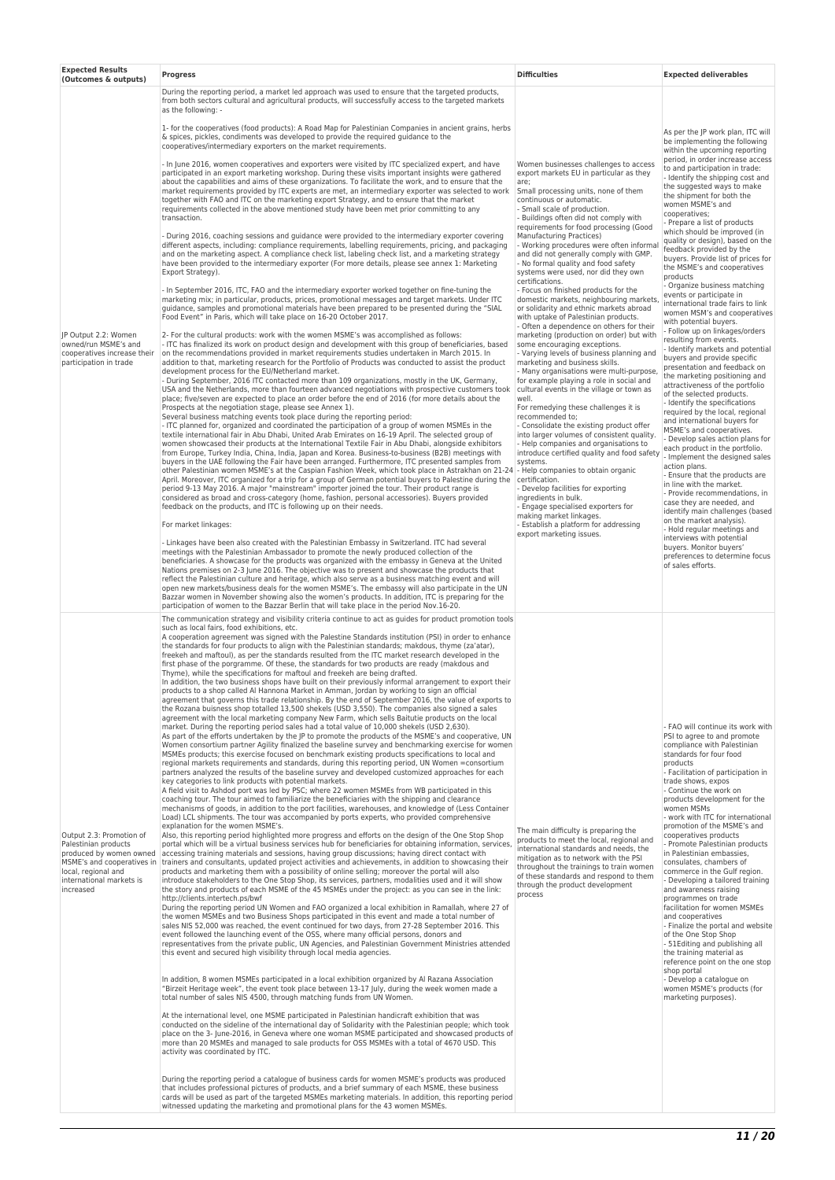| Expected Results (Outcomes & outputs) | Progress | Difficulties | Expected deliverables |
|---|---|---|---|
| JP Output 2.2: Women owned/run MSME's and cooperatives increase their participation in trade | During the reporting period, a market led approach was used to ensure that the targeted products, from both sectors cultural and agricultural products, will successfully access to the targeted markets as the following: -<br><br>1- for the cooperatives (food products): A Road Map for Palestinian Companies in ancient grains, herbs & spices, pickles, condiments was developed to provide the required guidance to the cooperatives/intermediary exporters on the market requirements.<br><br>- In June 2016, women cooperatives and exporters were visited by ITC specialized expert, and have participated in an export marketing workshop. During these visits important insights were gathered about the capabilities and aims of these organizations. To facilitate the work, and to ensure that the market requirements provided by ITC experts are met, an intermediary exporter was selected to work together with FAO and ITC on the marketing export Strategy, and to ensure that the market requirements collected in the above mentioned study have been met prior committing to any transaction.<br><br>- During 2016, coaching sessions and guidance were provided to the intermediary exporter covering different aspects, including: compliance requirements, labelling requirements, pricing, and packaging and on the marketing aspect. A compliance check list, labeling check list, and a marketing strategy have been provided to the intermediary exporter (For more details, please see annex 1: Marketing Export Strategy).<br><br>- In September 2016, ITC, FAO and the intermediary exporter worked together on fine-tuning the marketing mix; in particular, products, prices, promotional messages and target markets. Under ITC guidance, samples and promotional materials have been prepared to be presented during the "SIAL Food Event" in Paris, which will take place on 16-20 October 2017.<br><br>2- For the cultural products: work with the women MSME's was accomplished as follows:<br>- ITC has finalized its work on product design and development with this group of beneficiaries, based on the recommendations provided in market requirements studies undertaken in March 2015. In addition to that, marketing research for the Portfolio of Products was conducted to assist the product development process for the EU/Netherland market.<br>- During September, 2016 ITC contacted more than 109 organizations, mostly in the UK, Germany, USA and the Netherlands, more than fourteen advanced negotiations with prospective customers took place; five/seven are expected to place an order before the end of 2016 (for more details about the Prospects at the negotiation stage, please see Annex 1).<br>Several business matching events took place during the reporting period:<br>- ITC planned for, organized and coordinated the participation of a group of women MSMEs in the textile international fair in Abu Dhabi, United Arab Emirates on 16-19 April. The selected group of women showcased their products at the International Textile Fair in Abu Dhabi, alongside exhibitors from Europe, Turkey India, China, India, Japan and Korea. Business-to-business (B2B) meetings with buyers in the UAE following the Fair have been arranged. Furthermore, ITC presented samples from other Palestinian women MSME's at the Caspian Fashion Week, which took place in Astrakhan on 21-24 April. Moreover, ITC organized for a trip for a group of German potential buyers to Palestine during the period 9-13 May 2016. A major "mainstream" importer joined the tour. Their product range is considered as broad and cross-category (home, fashion, personal accessories). Buyers provided feedback on the products, and ITC is following up on their needs.<br><br>For market linkages:<br><br>- Linkages have been also created with the Palestinian Embassy in Switzerland. ITC had several meetings with the Palestinian Ambassador to promote the newly produced collection of the beneficiaries. A showcase for the products was organized with the embassy in Geneva at the United Nations premises on 2-3 June 2016. The objective was to present and showcase the products that reflect the Palestinian culture and heritage, which also serve as a business matching event and will open new markets/business deals for the women MSME's. The embassy will also participate in the UN Bazzar women in November showing also the women's products. In addition, ITC is preparing for the participation of women to the Bazzar Berlin that will take place in the period Nov.16-20. | Women businesses challenges to access export markets EU in particular as they are;<br>Small processing units, none of them continuous or automatic.<br>- Small scale of production.<br>- Buildings often did not comply with requirements for food processing (Good Manufacturing Practices)<br>- Working procedures were often informal and did not generally comply with GMP.<br>- No formal quality and food safety systems were used, nor did they own certifications.<br>- Focus on finished products for the domestic markets, neighbouring markets, or solidarity and ethnic markets abroad with uptake of Palestinian products.<br>- Often a dependence on others for their marketing (production on order) but with some encouraging exceptions.<br>- Varying levels of business planning and marketing and business skills.<br>- Many organisations were multi-purpose, for example playing a role in social and cultural events in the village or town as well.<br>For remedying these challenges it is recommended to;<br>- Consolidate the existing product offer into larger volumes of consistent quality.<br>- Help companies and organisations to introduce certified quality and food safety systems.<br>- Help companies to obtain organic certification.<br>- Develop facilities for exporting ingredients in bulk.<br>- Engage specialised exporters for making market linkages.<br>- Establish a platform for addressing export marketing issues. | As per the JP work plan, ITC will be implementing the following within the upcoming reporting period, in order increase access to and participation in trade:<br>- Identify the shipping cost and the suggested ways to make the shipment for both the women MSME's and cooperatives;<br>- Prepare a list of products which should be improved (in quality or design), based on the feedback provided by the buyers. Provide list of prices for the MSME's and cooperatives products<br>- Organize business matching events or participate in international trade fairs to link women MSM's and cooperatives with potential buyers.<br>- Follow up on linkages/orders resulting from events.<br>- Identify markets and potential buyers and provide specific presentation and feedback on the marketing positioning and attractiveness of the portfolio of the selected products.<br>- Identify the specifications required by the local, regional and international buyers for MSME's and cooperatives.<br>- Develop sales action plans for each product in the portfolio.<br>- Implement the designed sales action plans.<br>- Ensure that the products are in line with the market.<br>- Provide recommendations, in case they are needed, and identify main challenges (based on the market analysis).<br>- Hold regular meetings and interviews with potential buyers. Monitor buyers' preferences to determine focus of sales efforts. |
| Output 2.3: Promotion of Palestinian products produced by women owned MSME's and cooperatives in local, regional and international markets is increased | The communication strategy and visibility criteria continue to act as guides for product promotion tools such as local fairs, food exhibitions, etc.<br>A cooperation agreement was signed with the Palestine Standards institution (PSI) in order to enhance the standards for four products to align with the Palestinian standards; makdous, thyme (za'atar), freekeh and maftoul), as per the standards resulted from the ITC market research developed in the first phase of the porgramme. Of these, the standards for two products are ready (makdous and Thyme), while the specifications for maftoul and freekeh are being drafted.<br>In addition, the two business shops have built on their previously informal arrangement to export their products to a shop called Al Hannona Market in Amman, Jordan by working to sign an official agreement that governs this trade relationship. By the end of September 2016, the value of exports to the Rozana buisness shop totalled 13,500 shekels (USD 3,550). The companies also signed a sales agreement with the local marketing company New Farm, which sells Baitutie products on the local market. During the reporting period sales had a total value of 10,000 shekels (USD 2,630).<br>As part of the efforts undertaken by the JP to promote the products of the MSME's and cooperative, UN Women consortium partner Agility finalized the baseline survey and benchmarking exercise for women MSMEs products; this exercise focused on benchmark existing products specifications to local and regional markets requirements and standards, during this reporting period, UN Women =consortium partners analyzed the results of the baseline survey and developed customized approaches for each key categories to link products with potential markets.<br>A field visit to Ashdod port was led by PSC; where 22 women MSMEs from WB participated in this coaching tour. The tour aimed to familiarize the beneficiaries with the shipping and clearance mechanisms of goods, in addition to the port facilities, warehouses, and knowledge of (Less Container Load) LCL shipments. The tour was accompanied by ports experts, who provided comprehensive explanation for the women MSME's.<br>Also, this reporting period highlighted more progress and efforts on the design of the One Stop Shop portal which will be a virtual business services hub for beneficiaries for obtaining information, services, accessing training materials and sessions, having group discussions; having direct contact with trainers and consultants, updated project activities and achievements, in addition to showcasing their products and marketing them with a possibility of online selling; moreover the portal will also introduce stakeholders to the One Stop Shop, its services, partners, modalities used and it will show the story and products of each MSME of the 45 MSMEs under the project: as you can see in the link: http://clients.intertech.ps/bwf<br>During the reporting period UN Women and FAO organized a local exhibition in Ramallah, where 27 of the women MSMEs and two Business Shops participated in this event and made a total number of sales NIS 52,000 was reached, the event continued for two days, from 27-28 September 2016. This event followed the launching event of the OSS, where many official persons, donors and representatives from the private public, UN Agencies, and Palestinian Government Ministries attended this event and secured high visibility through local media agencies.<br><br>In addition, 8 women MSMEs participated in a local exhibition organized by Al Razana Association "Birzeit Heritage week", the event took place between 13-17 July, during the week women made a total number of sales NIS 4500, through matching funds from UN Women.<br><br>At the international level, one MSME participated in Palestinian handicraft exhibition that was conducted on the sideline of the international day of Solidarity with the Palestinian people; which took place on the 3- June-2016, in Geneva where one woman MSME participated and showcased products of more than 20 MSMEs and managed to sale products for OSS MSMEs with a total of 4670 USD. This activity was coordinated by ITC.<br><br>During the reporting period a catalogue of business cards for women MSME's products was produced that includes professional pictures of products, and a brief summary of each MSME, these business cards will be used as part of the targeted MSMEs marketing materials. In addition, this reporting period witnessed updating the marketing and promotional plans for the 43 women MSMEs. | The main difficulty is preparing the products to meet the local, regional and international standards and needs, the mitigation as to network with the PSI throughout the trainings to train women of these standards and respond to them through the product development process | - FAO will continue its work with PSI to agree to and promote compliance with Palestinian standards for four food products<br>- Facilitation of participation in trade shows, expos<br>- Continue the work on products development for the women MSMs<br>- work with ITC for international promotion of the MSME's and cooperatives products<br>- Promote Palestinian products in Palestinian embassies, consulates, chambers of commerce in the Gulf region.<br>- Developing a tailored training and awareness raising programmes on trade facilitation for women MSMEs and cooperatives<br>- Finalize the portal and website of the One Stop Shop<br>- 51Editing and publishing all the training material as reference point on the one stop shop portal<br>- Develop a catalogue on women MSME's products (for marketing purposes). |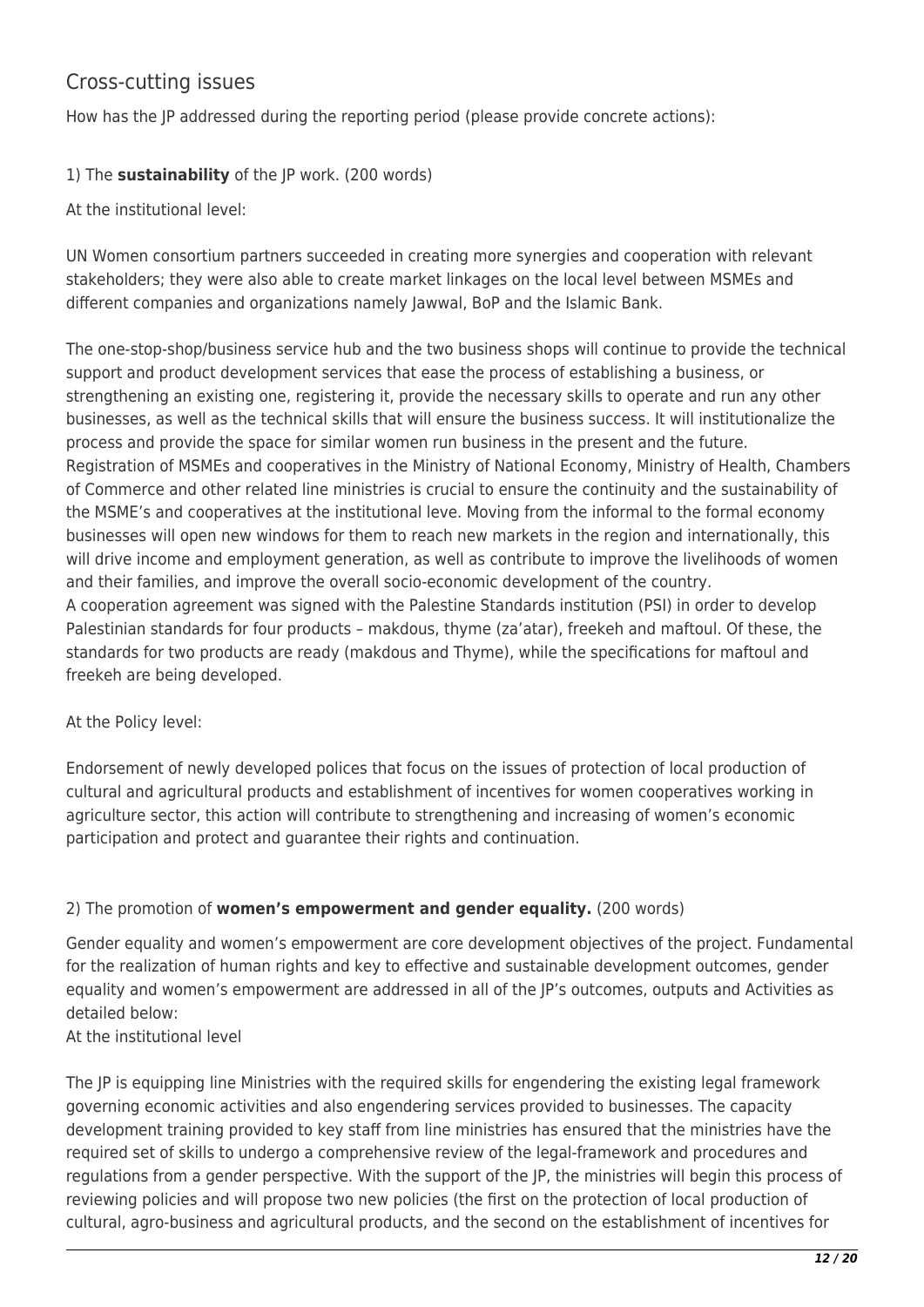## Cross-cutting issues

How has the JP addressed during the reporting period (please provide concrete actions):

1) The **sustainability** of the JP work. (200 words)

At the institutional level:

UN Women consortium partners succeeded in creating more synergies and cooperation with relevant stakeholders; they were also able to create market linkages on the local level between MSMEs and different companies and organizations namely Jawwal, BoP and the Islamic Bank.

The one-stop-shop/business service hub and the two business shops will continue to provide the technical support and product development services that ease the process of establishing a business, or strengthening an existing one, registering it, provide the necessary skills to operate and run any other businesses, as well as the technical skills that will ensure the business success. It will institutionalize the process and provide the space for similar women run business in the present and the future. Registration of MSMEs and cooperatives in the Ministry of National Economy, Ministry of Health, Chambers of Commerce and other related line ministries is crucial to ensure the continuity and the sustainability of the MSME's and cooperatives at the institutional leve. Moving from the informal to the formal economy businesses will open new windows for them to reach new markets in the region and internationally, this will drive income and employment generation, as well as contribute to improve the livelihoods of women and their families, and improve the overall socio-economic development of the country.
A cooperation agreement was signed with the Palestine Standards institution (PSI) in order to develop Palestinian standards for four products – makdous, thyme (za'atar), freekeh and maftoul. Of these, the standards for two products are ready (makdous and Thyme), while the specifications for maftoul and freekeh are being developed.

At the Policy level:

Endorsement of newly developed polices that focus on the issues of protection of local production of cultural and agricultural products and establishment of incentives for women cooperatives working in agriculture sector, this action will contribute to strengthening and increasing of women's economic participation and protect and guarantee their rights and continuation.

2) The promotion of **women's empowerment and gender equality.** (200 words)

Gender equality and women's empowerment are core development objectives of the project. Fundamental for the realization of human rights and key to effective and sustainable development outcomes, gender equality and women's empowerment are addressed in all of the JP's outcomes, outputs and Activities as detailed below:
At the institutional level

The JP is equipping line Ministries with the required skills for engendering the existing legal framework governing economic activities and also engendering services provided to businesses. The capacity development training provided to key staff from line ministries has ensured that the ministries have the required set of skills to undergo a comprehensive review of the legal-framework and procedures and regulations from a gender perspective. With the support of the JP, the ministries will begin this process of reviewing policies and will propose two new policies (the first on the protection of local production of cultural, agro-business and agricultural products, and the second on the establishment of incentives for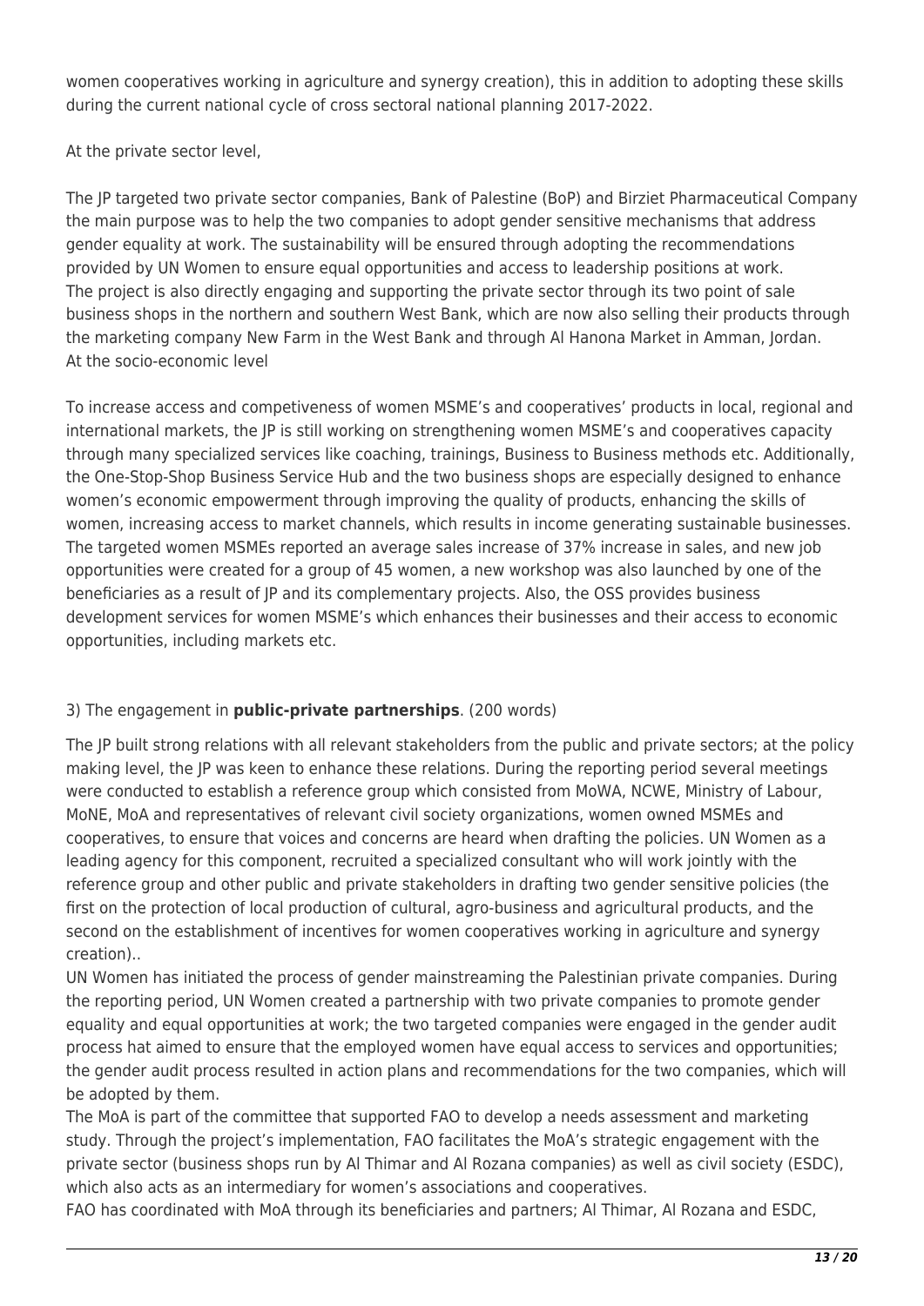women cooperatives working in agriculture and synergy creation), this in addition to adopting these skills during the current national cycle of cross sectoral national planning 2017-2022.

At the private sector level,

The JP targeted two private sector companies, Bank of Palestine (BoP) and Birziet Pharmaceutical Company the main purpose was to help the two companies to adopt gender sensitive mechanisms that address gender equality at work. The sustainability will be ensured through adopting the recommendations provided by UN Women to ensure equal opportunities and access to leadership positions at work.
The project is also directly engaging and supporting the private sector through its two point of sale business shops in the northern and southern West Bank, which are now also selling their products through the marketing company New Farm in the West Bank and through Al Hanona Market in Amman, Jordan.
At the socio-economic level

To increase access and competiveness of women MSME's and cooperatives' products in local, regional and international markets, the JP is still working on strengthening women MSME's and cooperatives capacity through many specialized services like coaching, trainings, Business to Business methods etc. Additionally, the One-Stop-Shop Business Service Hub and the two business shops are especially designed to enhance women's economic empowerment through improving the quality of products, enhancing the skills of women, increasing access to market channels, which results in income generating sustainable businesses. The targeted women MSMEs reported an average sales increase of 37% increase in sales, and new job opportunities were created for a group of 45 women, a new workshop was also launched by one of the beneficiaries as a result of JP and its complementary projects. Also, the OSS provides business development services for women MSME's which enhances their businesses and their access to economic opportunities, including markets etc.

3) The engagement in **public-private partnerships**. (200 words)

The JP built strong relations with all relevant stakeholders from the public and private sectors; at the policy making level, the JP was keen to enhance these relations. During the reporting period several meetings were conducted to establish a reference group which consisted from MoWA, NCWE, Ministry of Labour, MoNE, MoA and representatives of relevant civil society organizations, women owned MSMEs and cooperatives, to ensure that voices and concerns are heard when drafting the policies. UN Women as a leading agency for this component, recruited a specialized consultant who will work jointly with the reference group and other public and private stakeholders in drafting two gender sensitive policies (the first on the protection of local production of cultural, agro-business and agricultural products, and the second on the establishment of incentives for women cooperatives working in agriculture and synergy creation)..
UN Women has initiated the process of gender mainstreaming the Palestinian private companies. During the reporting period, UN Women created a partnership with two private companies to promote gender equality and equal opportunities at work; the two targeted companies were engaged in the gender audit process hat aimed to ensure that the employed women have equal access to services and opportunities; the gender audit process resulted in action plans and recommendations for the two companies, which will be adopted by them.
The MoA is part of the committee that supported FAO to develop a needs assessment and marketing study. Through the project's implementation, FAO facilitates the MoA's strategic engagement with the private sector (business shops run by Al Thimar and Al Rozana companies) as well as civil society (ESDC), which also acts as an intermediary for women's associations and cooperatives.
FAO has coordinated with MoA through its beneficiaries and partners; Al Thimar, Al Rozana and ESDC,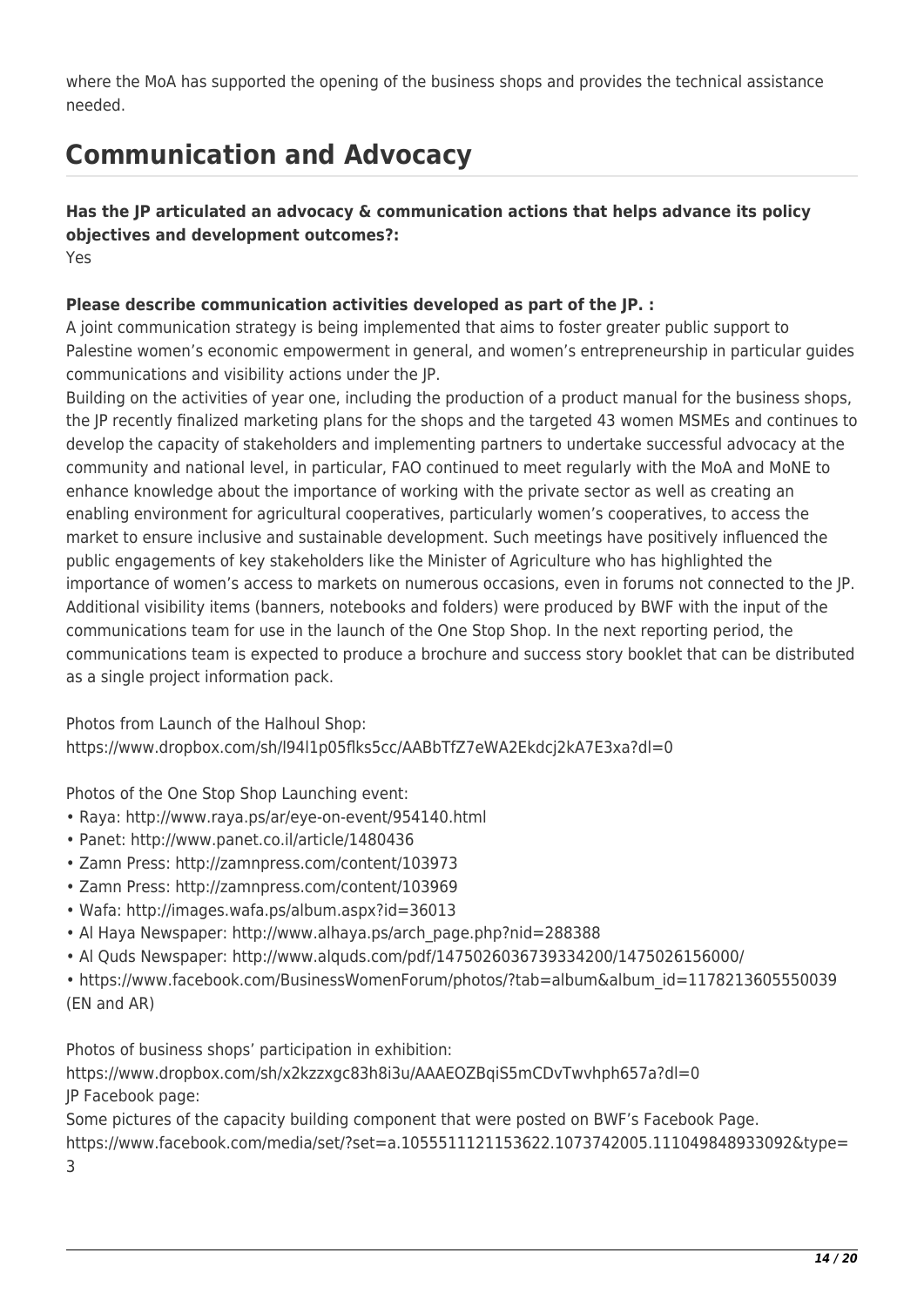where the MoA has supported the opening of the business shops and provides the technical assistance needed.

# Communication and Advocacy

**Has the JP articulated an advocacy & communication actions that helps advance its policy objectives and development outcomes?:**
Yes

**Please describe communication activities developed as part of the JP. :**
A joint communication strategy is being implemented that aims to foster greater public support to Palestine women's economic empowerment in general, and women's entrepreneurship in particular guides communications and visibility actions under the JP.
Building on the activities of year one, including the production of a product manual for the business shops, the JP recently finalized marketing plans for the shops and the targeted 43 women MSMEs and continues to develop the capacity of stakeholders and implementing partners to undertake successful advocacy at the community and national level, in particular, FAO continued to meet regularly with the MoA and MoNE to enhance knowledge about the importance of working with the private sector as well as creating an enabling environment for agricultural cooperatives, particularly women's cooperatives, to access the market to ensure inclusive and sustainable development. Such meetings have positively influenced the public engagements of key stakeholders like the Minister of Agriculture who has highlighted the importance of women's access to markets on numerous occasions, even in forums not connected to the JP. Additional visibility items (banners, notebooks and folders) were produced by BWF with the input of the communications team for use in the launch of the One Stop Shop. In the next reporting period, the communications team is expected to produce a brochure and success story booklet that can be distributed as a single project information pack.

Photos from Launch of the Halhoul Shop:
https://www.dropbox.com/sh/l94l1p05flks5cc/AABbTfZ7eWA2Ekdcj2kA7E3xa?dl=0

Photos of the One Stop Shop Launching event:

- Raya: http://www.raya.ps/ar/eye-on-event/954140.html
- Panet: http://www.panet.co.il/article/1480436
- Zamn Press: http://zamnpress.com/content/103973
- Zamn Press: http://zamnpress.com/content/103969
- Wafa: http://images.wafa.ps/album.aspx?id=36013
- Al Haya Newspaper: http://www.alhaya.ps/arch_page.php?nid=288388
- Al Quds Newspaper: http://www.alquds.com/pdf/1475026036739334200/1475026156000/
- https://www.facebook.com/BusinessWomenForum/photos/?tab=album&album_id=1178213605550039 (EN and AR)

Photos of business shops' participation in exhibition:
https://www.dropbox.com/sh/x2kzzxgc83h8i3u/AAAEOZBqiS5mCDvTwvhph657a?dl=0
JP Facebook page:
Some pictures of the capacity building component that were posted on BWF's Facebook Page.
https://www.facebook.com/media/set/?set=a.1055511121153622.1073742005.111049848933092&type=3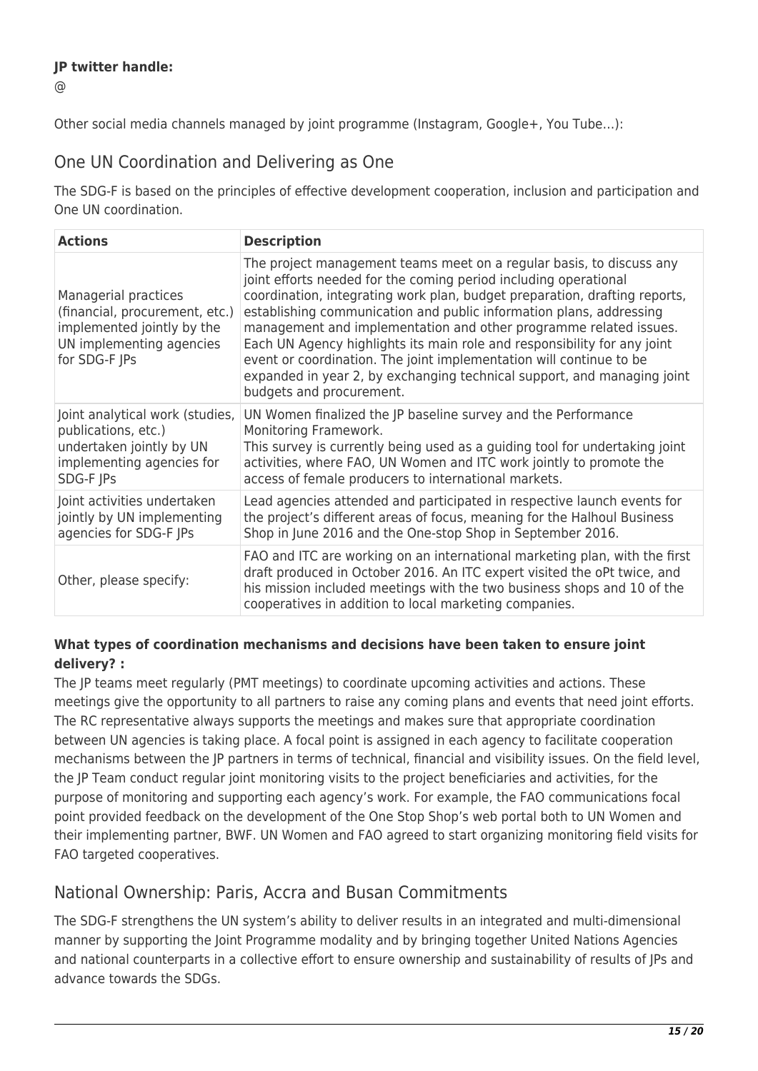**JP twitter handle:**

@

Other social media channels managed by joint programme (Instagram, Google+, You Tube…):

## One UN Coordination and Delivering as One

The SDG-F is based on the principles of effective development cooperation, inclusion and participation and One UN coordination.

| **Actions** | **Description** |
| --- | --- |
| Managerial practices (financial, procurement, etc.) implemented jointly by the UN implementing agencies for SDG-F JPs | The project management teams meet on a regular basis, to discuss any joint efforts needed for the coming period including operational coordination, integrating work plan, budget preparation, drafting reports, establishing communication and public information plans, addressing management and implementation and other programme related issues. Each UN Agency highlights its main role and responsibility for any joint event or coordination. The joint implementation will continue to be expanded in year 2, by exchanging technical support, and managing joint budgets and procurement. |
| Joint analytical work (studies, publications, etc.) undertaken jointly by UN implementing agencies for SDG-F JPs | UN Women finalized the JP baseline survey and the Performance Monitoring Framework.<br>This survey is currently being used as a guiding tool for undertaking joint activities, where FAO, UN Women and ITC work jointly to promote the access of female producers to international markets. |
| Joint activities undertaken jointly by UN implementing agencies for SDG-F JPs | Lead agencies attended and participated in respective launch events for the project's different areas of focus, meaning for the Halhoul Business Shop in June 2016 and the One-stop Shop in September 2016. |
| Other, please specify: | FAO and ITC are working on an international marketing plan, with the first draft produced in October 2016. An ITC expert visited the oPt twice, and his mission included meetings with the two business shops and 10 of the cooperatives in addition to local marketing companies. |

**What types of coordination mechanisms and decisions have been taken to ensure joint delivery? :**

The JP teams meet regularly (PMT meetings) to coordinate upcoming activities and actions. These meetings give the opportunity to all partners to raise any coming plans and events that need joint efforts. The RC representative always supports the meetings and makes sure that appropriate coordination between UN agencies is taking place. A focal point is assigned in each agency to facilitate cooperation mechanisms between the JP partners in terms of technical, financial and visibility issues. On the field level, the JP Team conduct regular joint monitoring visits to the project beneficiaries and activities, for the purpose of monitoring and supporting each agency's work. For example, the FAO communications focal point provided feedback on the development of the One Stop Shop's web portal both to UN Women and their implementing partner, BWF. UN Women and FAO agreed to start organizing monitoring field visits for FAO targeted cooperatives.

## National Ownership: Paris, Accra and Busan Commitments

The SDG-F strengthens the UN system's ability to deliver results in an integrated and multi-dimensional manner by supporting the Joint Programme modality and by bringing together United Nations Agencies and national counterparts in a collective effort to ensure ownership and sustainability of results of JPs and advance towards the SDGs.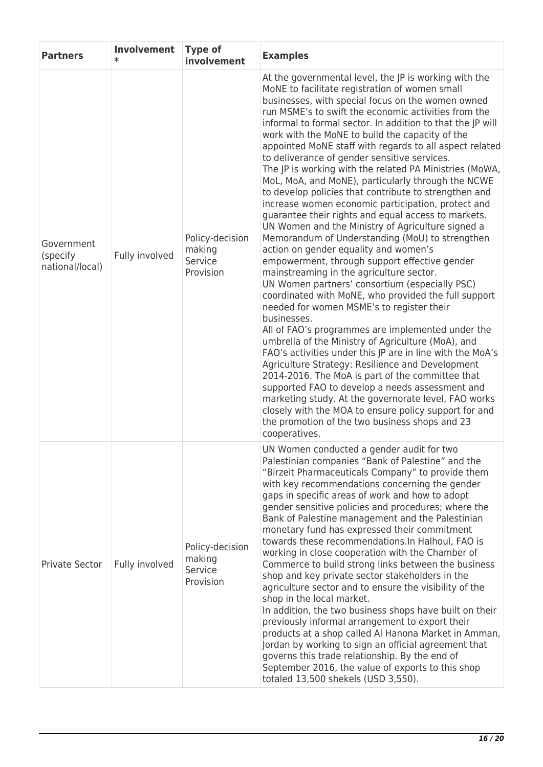| Partners | Involvement * | Type of involvement | Examples |
|---|---|---|---|
| Government (specify national/local) | Fully involved | Policy-decision making<br>Service Provision | At the governmental level, the JP is working with the MoNE to facilitate registration of women small businesses, with special focus on the women owned run MSME's to swift the economic activities from the informal to formal sector. In addition to that the JP will work with the MoNE to build the capacity of the appointed MoNE staff with regards to all aspect related to deliverance of gender sensitive services.<br>The JP is working with the related PA Ministries (MoWA, MoL, MoA, and MoNE), particularly through the NCWE to develop policies that contribute to strengthen and increase women economic participation, protect and guarantee their rights and equal access to markets.<br>UN Women and the Ministry of Agriculture signed a Memorandum of Understanding (MoU) to strengthen action on gender equality and women's empowerment, through support effective gender mainstreaming in the agriculture sector.<br>UN Women partners' consortium (especially PSC) coordinated with MoNE, who provided the full support needed for women MSME's to register their businesses.<br>All of FAO's programmes are implemented under the umbrella of the Ministry of Agriculture (MoA), and FAO's activities under this JP are in line with the MoA's Agriculture Strategy: Resilience and Development 2014-2016. The MoA is part of the committee that supported FAO to develop a needs assessment and marketing study. At the governorate level, FAO works closely with the MOA to ensure policy support for and the promotion of the two business shops and 23 cooperatives. |
| Private Sector | Fully involved | Policy-decision making<br>Service Provision | UN Women conducted a gender audit for two Palestinian companies "Bank of Palestine" and the "Birzeit Pharmaceuticals Company" to provide them with key recommendations concerning the gender gaps in specific areas of work and how to adopt gender sensitive policies and procedures; where the Bank of Palestine management and the Palestinian monetary fund has expressed their commitment towards these recommendations.In Halhoul, FAO is working in close cooperation with the Chamber of Commerce to build strong links between the business shop and key private sector stakeholders in the agriculture sector and to ensure the visibility of the shop in the local market.<br>In addition, the two business shops have built on their previously informal arrangement to export their products at a shop called Al Hanona Market in Amman, Jordan by working to sign an official agreement that governs this trade relationship. By the end of September 2016, the value of exports to this shop totaled 13,500 shekels (USD 3,550). |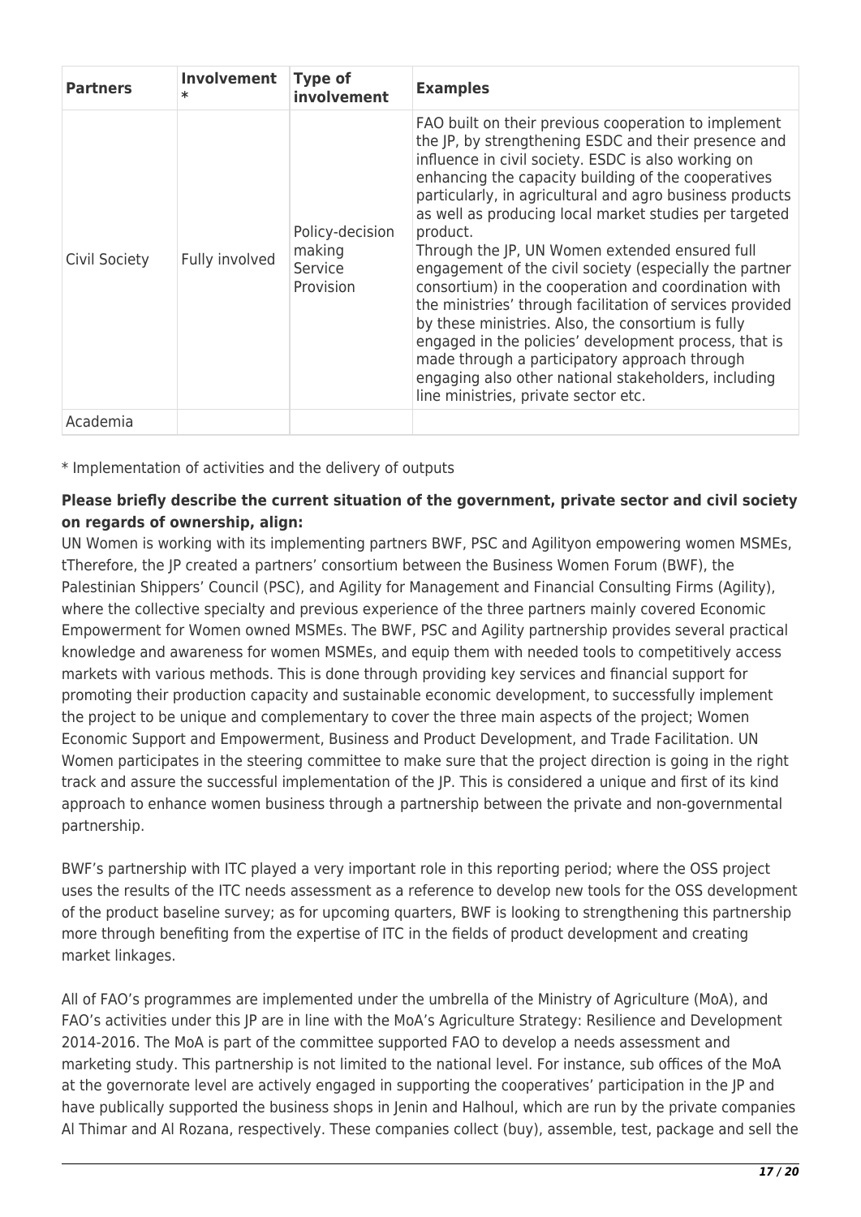| Partners | Involvement * | Type of involvement | Examples |
|---|---|---|---|
| Civil Society | Fully involved | Policy-decision making Service Provision | FAO built on their previous cooperation to implement the JP, by strengthening ESDC and their presence and influence in civil society. ESDC is also working on enhancing the capacity building of the cooperatives particularly, in agricultural and agro business products as well as producing local market studies per targeted product. Through the JP, UN Women extended ensured full engagement of the civil society (especially the partner consortium) in the cooperation and coordination with the ministries' through facilitation of services provided by these ministries. Also, the consortium is fully engaged in the policies' development process, that is made through a participatory approach through engaging also other national stakeholders, including line ministries, private sector etc. |
| Academia | | | |

* Implementation of activities and the delivery of outputs

**Please briefly describe the current situation of the government, private sector and civil society on regards of ownership, align:**

UN Women is working with its implementing partners BWF, PSC and Agilityon empowering women MSMEs, tTherefore, the JP created a partners' consortium between the Business Women Forum (BWF), the Palestinian Shippers' Council (PSC), and Agility for Management and Financial Consulting Firms (Agility), where the collective specialty and previous experience of the three partners mainly covered Economic Empowerment for Women owned MSMEs. The BWF, PSC and Agility partnership provides several practical knowledge and awareness for women MSMEs, and equip them with needed tools to competitively access markets with various methods. This is done through providing key services and financial support for promoting their production capacity and sustainable economic development, to successfully implement the project to be unique and complementary to cover the three main aspects of the project; Women Economic Support and Empowerment, Business and Product Development, and Trade Facilitation. UN Women participates in the steering committee to make sure that the project direction is going in the right track and assure the successful implementation of the JP. This is considered a unique and first of its kind approach to enhance women business through a partnership between the private and non-governmental partnership.

BWF's partnership with ITC played a very important role in this reporting period; where the OSS project uses the results of the ITC needs assessment as a reference to develop new tools for the OSS development of the product baseline survey; as for upcoming quarters, BWF is looking to strengthening this partnership more through benefiting from the expertise of ITC in the fields of product development and creating market linkages.

All of FAO's programmes are implemented under the umbrella of the Ministry of Agriculture (MoA), and FAO's activities under this JP are in line with the MoA's Agriculture Strategy: Resilience and Development 2014-2016. The MoA is part of the committee supported FAO to develop a needs assessment and marketing study. This partnership is not limited to the national level. For instance, sub offices of the MoA at the governorate level are actively engaged in supporting the cooperatives' participation in the JP and have publically supported the business shops in Jenin and Halhoul, which are run by the private companies Al Thimar and Al Rozana, respectively. These companies collect (buy), assemble, test, package and sell the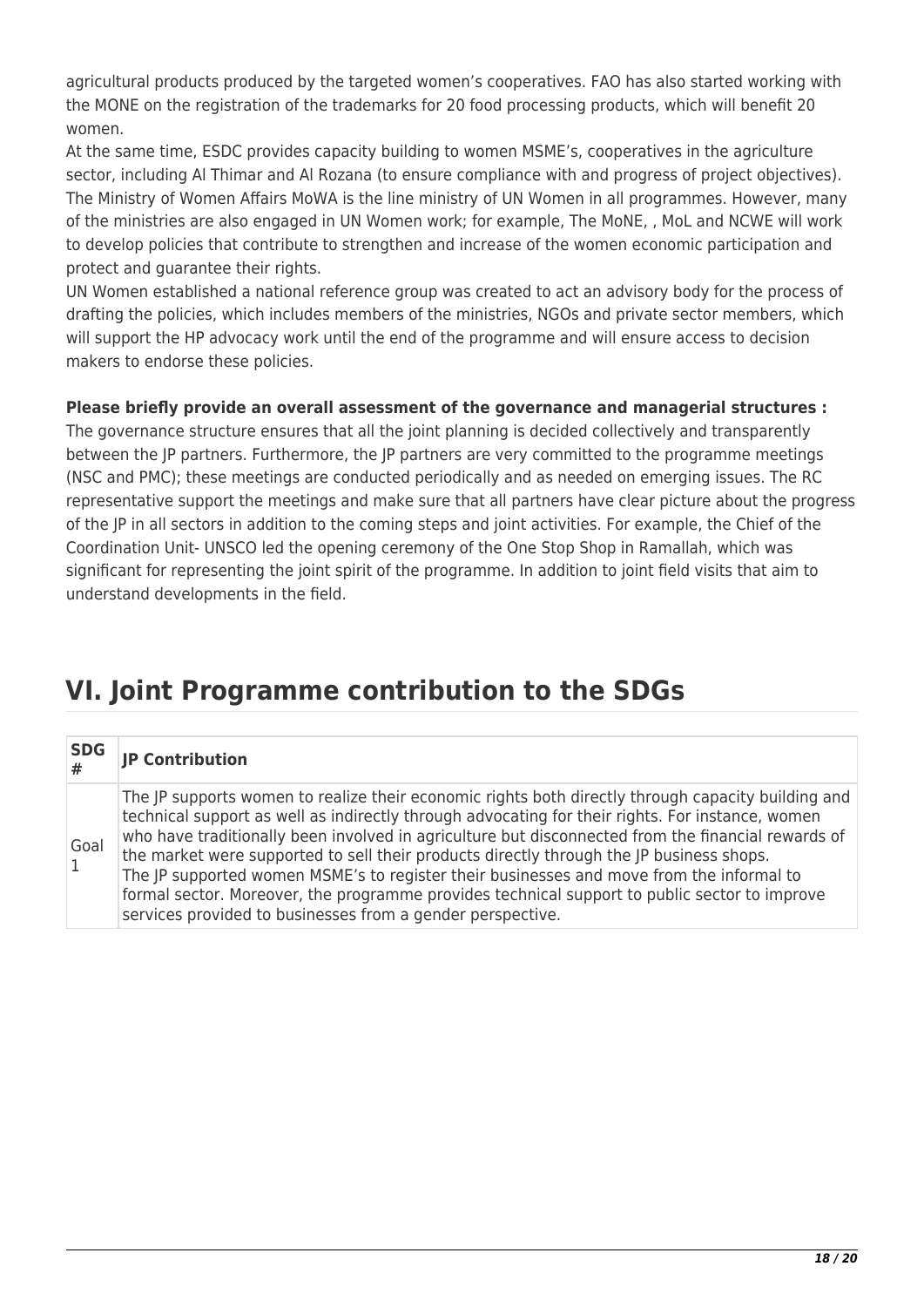agricultural products produced by the targeted women's cooperatives. FAO has also started working with the MONE on the registration of the trademarks for 20 food processing products, which will benefit 20 women.
At the same time, ESDC provides capacity building to women MSME's, cooperatives in the agriculture sector, including Al Thimar and Al Rozana (to ensure compliance with and progress of project objectives).
The Ministry of Women Affairs MoWA is the line ministry of UN Women in all programmes. However, many of the ministries are also engaged in UN Women work; for example, The MoNE, , MoL and NCWE will work to develop policies that contribute to strengthen and increase of the women economic participation and protect and guarantee their rights.
UN Women established a national reference group was created to act an advisory body for the process of drafting the policies, which includes members of the ministries, NGOs and private sector members, which will support the HP advocacy work until the end of the programme and will ensure access to decision makers to endorse these policies.

**Please briefly provide an overall assessment of the governance and managerial structures :**
The governance structure ensures that all the joint planning is decided collectively and transparently between the JP partners. Furthermore, the JP partners are very committed to the programme meetings (NSC and PMC); these meetings are conducted periodically and as needed on emerging issues. The RC representative support the meetings and make sure that all partners have clear picture about the progress of the JP in all sectors in addition to the coming steps and joint activities. For example, the Chief of the Coordination Unit- UNSCO led the opening ceremony of the One Stop Shop in Ramallah, which was significant for representing the joint spirit of the programme. In addition to joint field visits that aim to understand developments in the field.

# VI. Joint Programme contribution to the SDGs

| SDG # | JP Contribution |
|---|---|
| Goal 1 | The JP supports women to realize their economic rights both directly through capacity building and technical support as well as indirectly through advocating for their rights. For instance, women who have traditionally been involved in agriculture but disconnected from the financial rewards of the market were supported to sell their products directly through the JP business shops.<br>The JP supported women MSME's to register their businesses and move from the informal to formal sector. Moreover, the programme provides technical support to public sector to improve services provided to businesses from a gender perspective. |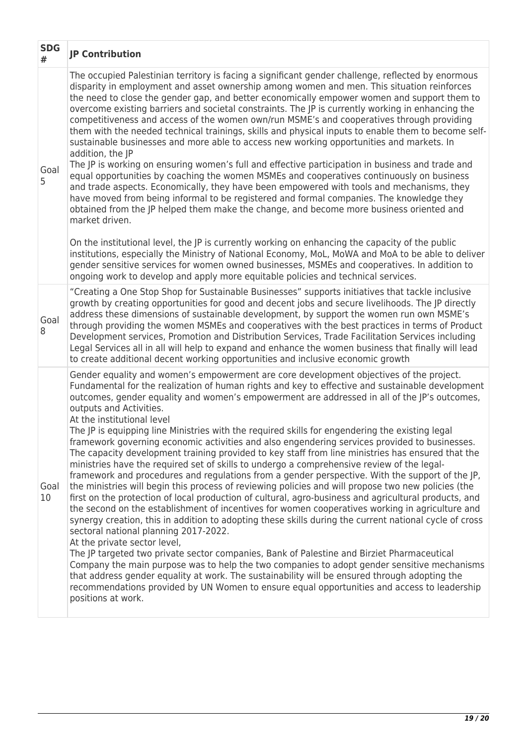| SDG # | JP Contribution |
|---|---|
| Goal 5 | The occupied Palestinian territory is facing a significant gender challenge, reflected by enormous disparity in employment and asset ownership among women and men. This situation reinforces the need to close the gender gap, and better economically empower women and support them to overcome existing barriers and societal constraints. The JP is currently working in enhancing the competitiveness and access of the women own/run MSME's and cooperatives through providing them with the needed technical trainings, skills and physical inputs to enable them to become self-sustainable businesses and more able to access new working opportunities and markets. In addition, the JP<br>The JP is working on ensuring women's full and effective participation in business and trade and equal opportunities by coaching the women MSMEs and cooperatives continuously on business and trade aspects. Economically, they have been empowered with tools and mechanisms, they have moved from being informal to be registered and formal companies. The knowledge they obtained from the JP helped them make the change, and become more business oriented and market driven.<br><br>On the institutional level, the JP is currently working on enhancing the capacity of the public institutions, especially the Ministry of National Economy, MoL, MoWA and MoA to be able to deliver gender sensitive services for women owned businesses, MSMEs and cooperatives. In addition to ongoing work to develop and apply more equitable policies and technical services. |
| Goal 8 | "Creating a One Stop Shop for Sustainable Businesses" supports initiatives that tackle inclusive growth by creating opportunities for good and decent jobs and secure livelihoods. The JP directly address these dimensions of sustainable development, by support the women run own MSME's through providing the women MSMEs and cooperatives with the best practices in terms of Product Development services, Promotion and Distribution Services, Trade Facilitation Services including Legal Services all in all will help to expand and enhance the women business that finally will lead to create additional decent working opportunities and inclusive economic growth |
| Goal 10 | Gender equality and women's empowerment are core development objectives of the project. Fundamental for the realization of human rights and key to effective and sustainable development outcomes, gender equality and women's empowerment are addressed in all of the JP's outcomes, outputs and Activities.<br>At the institutional level<br>The JP is equipping line Ministries with the required skills for engendering the existing legal framework governing economic activities and also engendering services provided to businesses. The capacity development training provided to key staff from line ministries has ensured that the ministries have the required set of skills to undergo a comprehensive review of the legal-framework and procedures and regulations from a gender perspective. With the support of the JP, the ministries will begin this process of reviewing policies and will propose two new policies (the first on the protection of local production of cultural, agro-business and agricultural products, and the second on the establishment of incentives for women cooperatives working in agriculture and synergy creation, this in addition to adopting these skills during the current national cycle of cross sectoral national planning 2017-2022.<br>At the private sector level,<br>The JP targeted two private sector companies, Bank of Palestine and Birziet Pharmaceutical Company the main purpose was to help the two companies to adopt gender sensitive mechanisms that address gender equality at work. The sustainability will be ensured through adopting the recommendations provided by UN Women to ensure equal opportunities and access to leadership positions at work. |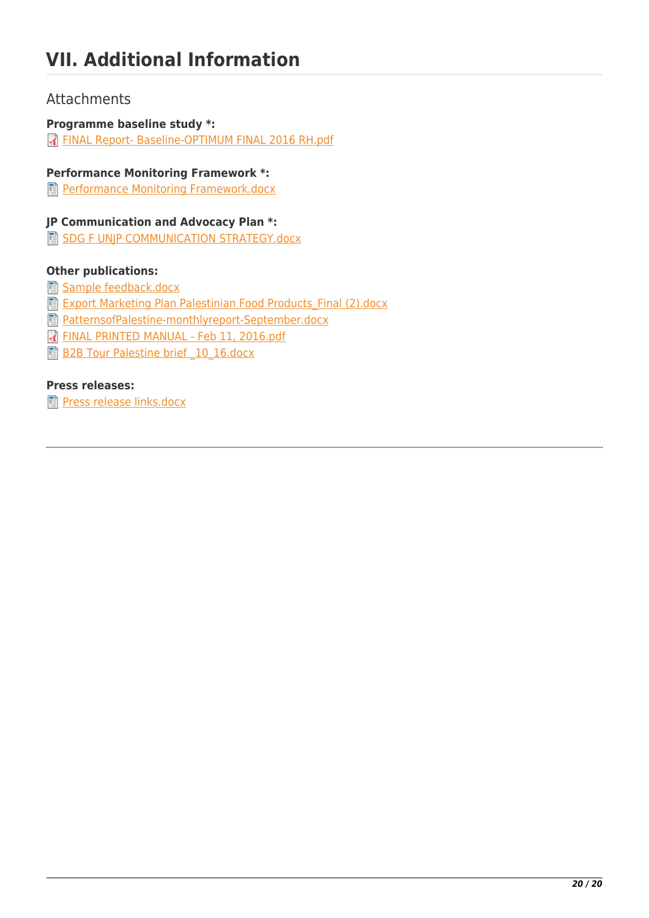# VII. Additional Information

## Attachments

**Programme baseline study *:**

FINAL Report- Baseline-OPTIMUM FINAL 2016 RH.pdf

**Performance Monitoring Framework *:**

Performance Monitoring Framework.docx

**JP Communication and Advocacy Plan *:**

SDG F UNJP COMMUNICATION STRATEGY.docx

**Other publications:**

Sample feedback.docx
Export Marketing Plan Palestinian Food Products_Final (2).docx
PatternsofPalestine-monthlyreport-September.docx
FINAL PRINTED MANUAL - Feb 11, 2016.pdf
B2B Tour Palestine brief _10_16.docx

**Press releases:**

Press release links.docx